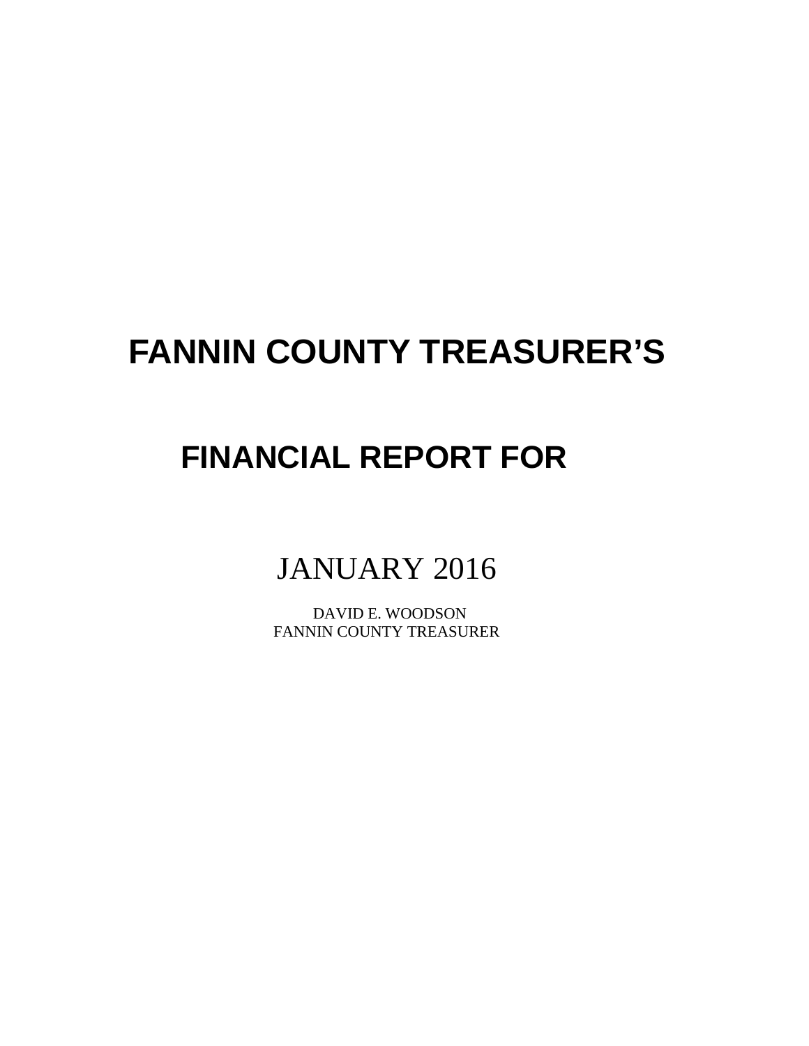# FANNIN COUNTY TREASURER'S

# FINANCIAL REPORT FOR

JANUARY 2016

DAVID E. WOODSON
FANNIN COUNTY TREASURER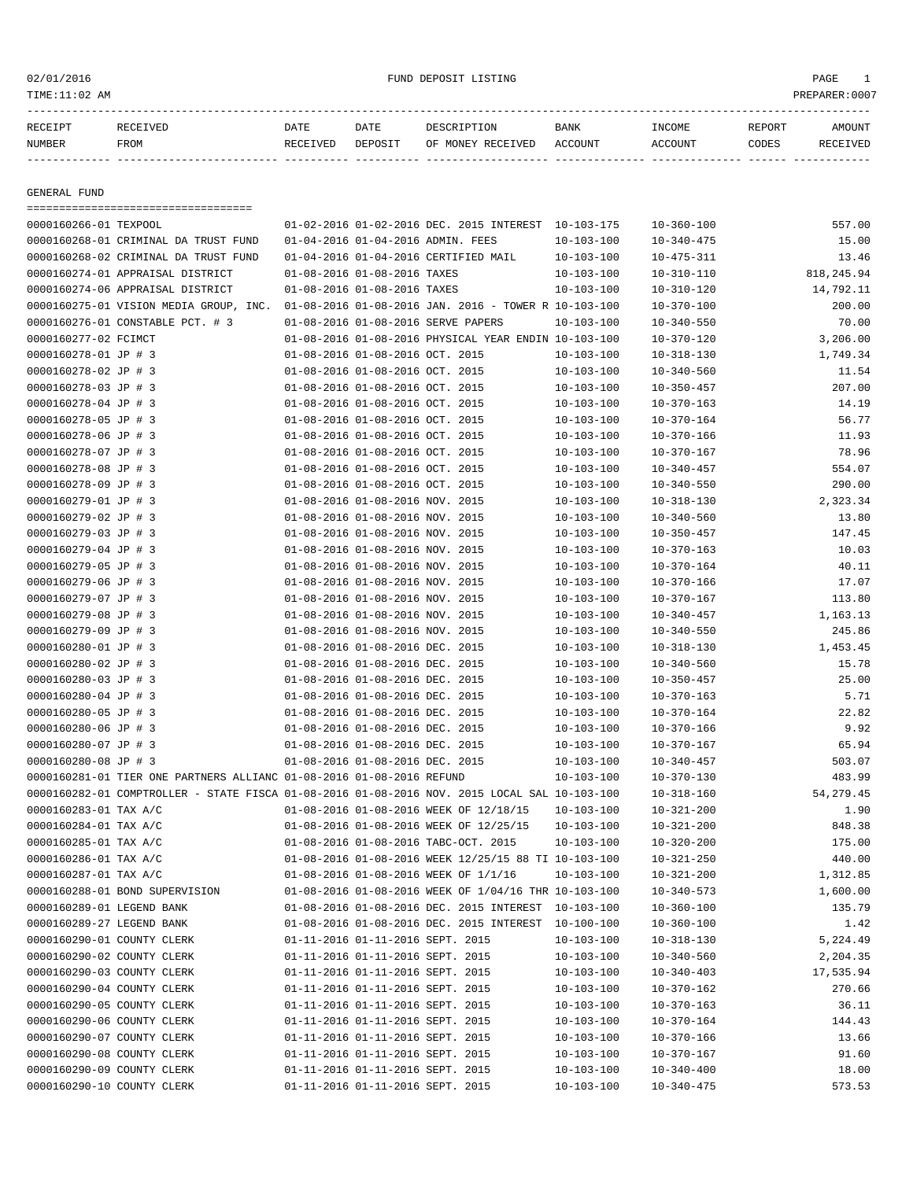02/01/2016 FUND DEPOSIT LISTING

TIME:11:02 AM PREPARER:0007

| RECEIPT NUMBER | RECEIVED FROM | DATE RECEIVED | DATE DEPOSIT | DESCRIPTION OF MONEY RECEIVED | BANK ACCOUNT | INCOME ACCOUNT | REPORT CODES | AMOUNT RECEIVED |
|---|---|---|---|---|---|---|---|---|
| **GENERAL FUND** | | | | | | | | |
| 0000160266-01 | TEXPOOL | 01-02-2016 | 01-02-2016 | DEC. 2015 INTEREST | 10-103-175 | 10-360-100 | | 557.00 |
| 0000160268-01 | CRIMINAL DA TRUST FUND | 01-04-2016 | 01-04-2016 | ADMIN. FEES | 10-103-100 | 10-340-475 | | 15.00 |
| 0000160268-02 | CRIMINAL DA TRUST FUND | 01-04-2016 | 01-04-2016 | CERTIFIED MAIL | 10-103-100 | 10-475-311 | | 13.46 |
| 0000160274-01 | APPRAISAL DISTRICT | 01-08-2016 | 01-08-2016 | TAXES | 10-103-100 | 10-310-110 | | 818,245.94 |
| 0000160274-06 | APPRAISAL DISTRICT | 01-08-2016 | 01-08-2016 | TAXES | 10-103-100 | 10-310-120 | | 14,792.11 |
| 0000160275-01 | VISION MEDIA GROUP, INC. | 01-08-2016 | 01-08-2016 | JAN. 2016 - TOWER R | 10-103-100 | 10-370-100 | | 200.00 |
| 0000160276-01 | CONSTABLE PCT. # 3 | 01-08-2016 | 01-08-2016 | SERVE PAPERS | 10-103-100 | 10-340-550 | | 70.00 |
| 0000160277-02 | FCIMCT | 01-08-2016 | 01-08-2016 | PHYSICAL YEAR ENDIN | 10-103-100 | 10-370-120 | | 3,206.00 |
| 0000160278-01 | JP # 3 | 01-08-2016 | 01-08-2016 | OCT. 2015 | 10-103-100 | 10-318-130 | | 1,749.34 |
| 0000160278-02 | JP # 3 | 01-08-2016 | 01-08-2016 | OCT. 2015 | 10-103-100 | 10-340-560 | | 11.54 |
| 0000160278-03 | JP # 3 | 01-08-2016 | 01-08-2016 | OCT. 2015 | 10-103-100 | 10-350-457 | | 207.00 |
| 0000160278-04 | JP # 3 | 01-08-2016 | 01-08-2016 | OCT. 2015 | 10-103-100 | 10-370-163 | | 14.19 |
| 0000160278-05 | JP # 3 | 01-08-2016 | 01-08-2016 | OCT. 2015 | 10-103-100 | 10-370-164 | | 56.77 |
| 0000160278-06 | JP # 3 | 01-08-2016 | 01-08-2016 | OCT. 2015 | 10-103-100 | 10-370-166 | | 11.93 |
| 0000160278-07 | JP # 3 | 01-08-2016 | 01-08-2016 | OCT. 2015 | 10-103-100 | 10-370-167 | | 78.96 |
| 0000160278-08 | JP # 3 | 01-08-2016 | 01-08-2016 | OCT. 2015 | 10-103-100 | 10-340-457 | | 554.07 |
| 0000160278-09 | JP # 3 | 01-08-2016 | 01-08-2016 | OCT. 2015 | 10-103-100 | 10-340-550 | | 290.00 |
| 0000160279-01 | JP # 3 | 01-08-2016 | 01-08-2016 | NOV. 2015 | 10-103-100 | 10-318-130 | | 2,323.34 |
| 0000160279-02 | JP # 3 | 01-08-2016 | 01-08-2016 | NOV. 2015 | 10-103-100 | 10-340-560 | | 13.80 |
| 0000160279-03 | JP # 3 | 01-08-2016 | 01-08-2016 | NOV. 2015 | 10-103-100 | 10-350-457 | | 147.45 |
| 0000160279-04 | JP # 3 | 01-08-2016 | 01-08-2016 | NOV. 2015 | 10-103-100 | 10-370-163 | | 10.03 |
| 0000160279-05 | JP # 3 | 01-08-2016 | 01-08-2016 | NOV. 2015 | 10-103-100 | 10-370-164 | | 40.11 |
| 0000160279-06 | JP # 3 | 01-08-2016 | 01-08-2016 | NOV. 2015 | 10-103-100 | 10-370-166 | | 17.07 |
| 0000160279-07 | JP # 3 | 01-08-2016 | 01-08-2016 | NOV. 2015 | 10-103-100 | 10-370-167 | | 113.80 |
| 0000160279-08 | JP # 3 | 01-08-2016 | 01-08-2016 | NOV. 2015 | 10-103-100 | 10-340-457 | | 1,163.13 |
| 0000160279-09 | JP # 3 | 01-08-2016 | 01-08-2016 | NOV. 2015 | 10-103-100 | 10-340-550 | | 245.86 |
| 0000160280-01 | JP # 3 | 01-08-2016 | 01-08-2016 | DEC. 2015 | 10-103-100 | 10-318-130 | | 1,453.45 |
| 0000160280-02 | JP # 3 | 01-08-2016 | 01-08-2016 | DEC. 2015 | 10-103-100 | 10-340-560 | | 15.78 |
| 0000160280-03 | JP # 3 | 01-08-2016 | 01-08-2016 | DEC. 2015 | 10-103-100 | 10-350-457 | | 25.00 |
| 0000160280-04 | JP # 3 | 01-08-2016 | 01-08-2016 | DEC. 2015 | 10-103-100 | 10-370-163 | | 5.71 |
| 0000160280-05 | JP # 3 | 01-08-2016 | 01-08-2016 | DEC. 2015 | 10-103-100 | 10-370-164 | | 22.82 |
| 0000160280-06 | JP # 3 | 01-08-2016 | 01-08-2016 | DEC. 2015 | 10-103-100 | 10-370-166 | | 9.92 |
| 0000160280-07 | JP # 3 | 01-08-2016 | 01-08-2016 | DEC. 2015 | 10-103-100 | 10-370-167 | | 65.94 |
| 0000160280-08 | JP # 3 | 01-08-2016 | 01-08-2016 | DEC. 2015 | 10-103-100 | 10-340-457 | | 503.07 |
| 0000160281-01 | TIER ONE PARTNERS ALLIANC | 01-08-2016 | 01-08-2016 | REFUND | 10-103-100 | 10-370-130 | | 483.99 |
| 0000160282-01 | COMPTROLLER - STATE FISCA | 01-08-2016 | 01-08-2016 | NOV. 2015 LOCAL SAL | 10-103-100 | 10-318-160 | | 54,279.45 |
| 0000160283-01 | TAX A/C | 01-08-2016 | 01-08-2016 | WEEK OF 12/18/15 | 10-103-100 | 10-321-200 | | 1.90 |
| 0000160284-01 | TAX A/C | 01-08-2016 | 01-08-2016 | WEEK OF 12/25/15 | 10-103-100 | 10-321-200 | | 848.38 |
| 0000160285-01 | TAX A/C | 01-08-2016 | 01-08-2016 | TABC-OCT. 2015 | 10-103-100 | 10-320-200 | | 175.00 |
| 0000160286-01 | TAX A/C | 01-08-2016 | 01-08-2016 | WEEK 12/25/15 88 TI | 10-103-100 | 10-321-250 | | 440.00 |
| 0000160287-01 | TAX A/C | 01-08-2016 | 01-08-2016 | WEEK OF 1/1/16 | 10-103-100 | 10-321-200 | | 1,312.85 |
| 0000160288-01 | BOND SUPERVISION | 01-08-2016 | 01-08-2016 | WEEK OF 1/04/16 THR | 10-103-100 | 10-340-573 | | 1,600.00 |
| 0000160289-01 | LEGEND BANK | 01-08-2016 | 01-08-2016 | DEC. 2015 INTEREST | 10-103-100 | 10-360-100 | | 135.79 |
| 0000160289-27 | LEGEND BANK | 01-08-2016 | 01-08-2016 | DEC. 2015 INTEREST | 10-100-100 | 10-360-100 | | 1.42 |
| 0000160290-01 | COUNTY CLERK | 01-11-2016 | 01-11-2016 | SEPT. 2015 | 10-103-100 | 10-318-130 | | 5,224.49 |
| 0000160290-02 | COUNTY CLERK | 01-11-2016 | 01-11-2016 | SEPT. 2015 | 10-103-100 | 10-340-560 | | 2,204.35 |
| 0000160290-03 | COUNTY CLERK | 01-11-2016 | 01-11-2016 | SEPT. 2015 | 10-103-100 | 10-340-403 | | 17,535.94 |
| 0000160290-04 | COUNTY CLERK | 01-11-2016 | 01-11-2016 | SEPT. 2015 | 10-103-100 | 10-370-162 | | 270.66 |
| 0000160290-05 | COUNTY CLERK | 01-11-2016 | 01-11-2016 | SEPT. 2015 | 10-103-100 | 10-370-163 | | 36.11 |
| 0000160290-06 | COUNTY CLERK | 01-11-2016 | 01-11-2016 | SEPT. 2015 | 10-103-100 | 10-370-164 | | 144.43 |
| 0000160290-07 | COUNTY CLERK | 01-11-2016 | 01-11-2016 | SEPT. 2015 | 10-103-100 | 10-370-166 | | 13.66 |
| 0000160290-08 | COUNTY CLERK | 01-11-2016 | 01-11-2016 | SEPT. 2015 | 10-103-100 | 10-370-167 | | 91.60 |
| 0000160290-09 | COUNTY CLERK | 01-11-2016 | 01-11-2016 | SEPT. 2015 | 10-103-100 | 10-340-400 | | 18.00 |
| 0000160290-10 | COUNTY CLERK | 01-11-2016 | 01-11-2016 | SEPT. 2015 | 10-103-100 | 10-340-475 | | 573.53 |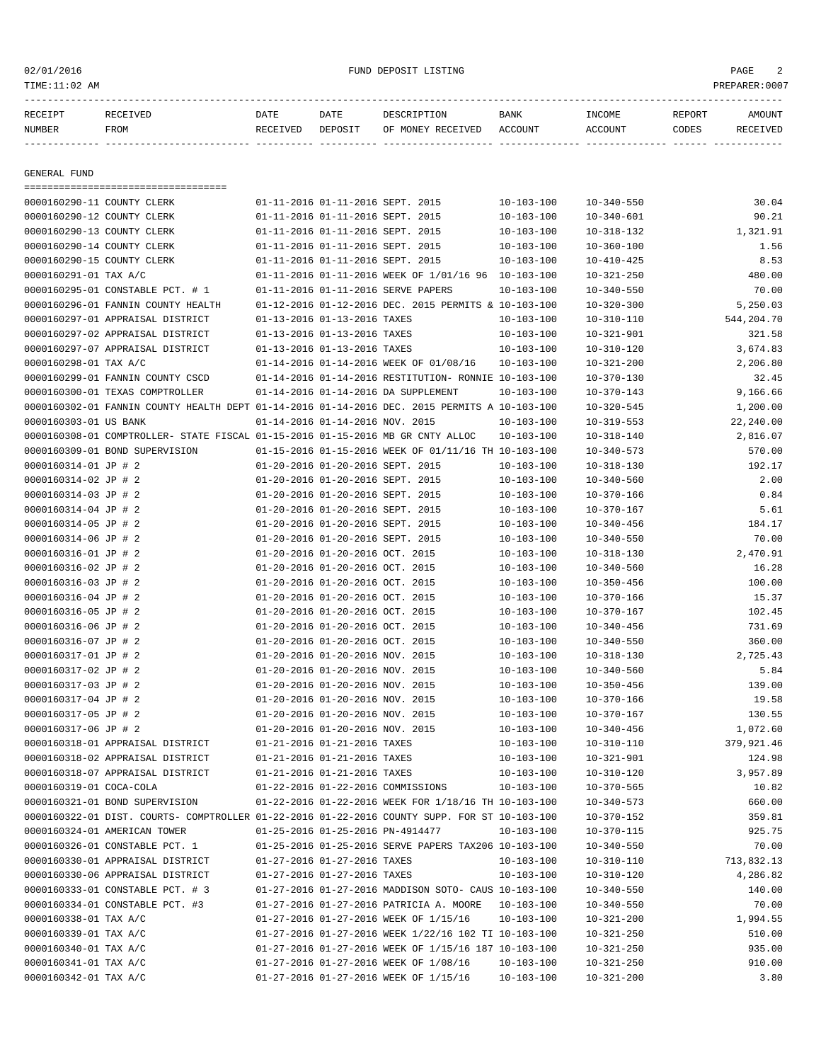02/01/2016 FUND DEPOSIT LISTING
TIME:11:02 AM PREPARER:0007

## GENERAL FUND

| RECEIPT NUMBER | RECEIVED FROM | DATE RECEIVED | DATE DEPOSIT | DESCRIPTION OF MONEY RECEIVED | BANK ACCOUNT | INCOME ACCOUNT | REPORT CODES | AMOUNT RECEIVED |
|---|---|---|---|---|---|---|---|---|
| 0000160290-11 | COUNTY CLERK | 01-11-2016 | 01-11-2016 | SEPT. 2015 | 10-103-100 | 10-340-550 | | 30.04 |
| 0000160290-12 | COUNTY CLERK | 01-11-2016 | 01-11-2016 | SEPT. 2015 | 10-103-100 | 10-340-601 | | 90.21 |
| 0000160290-13 | COUNTY CLERK | 01-11-2016 | 01-11-2016 | SEPT. 2015 | 10-103-100 | 10-318-132 | | 1,321.91 |
| 0000160290-14 | COUNTY CLERK | 01-11-2016 | 01-11-2016 | SEPT. 2015 | 10-103-100 | 10-360-100 | | 1.56 |
| 0000160290-15 | COUNTY CLERK | 01-11-2016 | 01-11-2016 | SEPT. 2015 | 10-103-100 | 10-410-425 | | 8.53 |
| 0000160291-01 | TAX A/C | 01-11-2016 | 01-11-2016 | WEEK OF 1/01/16 96 | 10-103-100 | 10-321-250 | | 480.00 |
| 0000160295-01 | CONSTABLE PCT. # 1 | 01-11-2016 | 01-11-2016 | SERVE PAPERS | 10-103-100 | 10-340-550 | | 70.00 |
| 0000160296-01 | FANNIN COUNTY HEALTH | 01-12-2016 | 01-12-2016 | DEC. 2015 PERMITS & | 10-103-100 | 10-320-300 | | 5,250.03 |
| 0000160297-01 | APPRAISAL DISTRICT | 01-13-2016 | 01-13-2016 | TAXES | 10-103-100 | 10-310-110 | | 544,204.70 |
| 0000160297-02 | APPRAISAL DISTRICT | 01-13-2016 | 01-13-2016 | TAXES | 10-103-100 | 10-321-901 | | 321.58 |
| 0000160297-07 | APPRAISAL DISTRICT | 01-13-2016 | 01-13-2016 | TAXES | 10-103-100 | 10-310-120 | | 3,674.83 |
| 0000160298-01 | TAX A/C | 01-14-2016 | 01-14-2016 | WEEK OF 01/08/16 | 10-103-100 | 10-321-200 | | 2,206.80 |
| 0000160299-01 | FANNIN COUNTY CSCD | 01-14-2016 | 01-14-2016 | RESTITUTION- RONNIE | 10-103-100 | 10-370-130 | | 32.45 |
| 0000160300-01 | TEXAS COMPTROLLER | 01-14-2016 | 01-14-2016 | DA SUPPLEMENT | 10-103-100 | 10-370-143 | | 9,166.66 |
| 0000160302-01 | FANNIN COUNTY HEALTH DEPT | 01-14-2016 | 01-14-2016 | DEC. 2015 PERMITS A | 10-103-100 | 10-320-545 | | 1,200.00 |
| 0000160303-01 | US BANK | 01-14-2016 | 01-14-2016 | NOV. 2015 | 10-103-100 | 10-319-553 | | 22,240.00 |
| 0000160308-01 | COMPTROLLER- STATE FISCAL | 01-15-2016 | 01-15-2016 | MB GR CNTY ALLOC | 10-103-100 | 10-318-140 | | 2,816.07 |
| 0000160309-01 | BOND SUPERVISION | 01-15-2016 | 01-15-2016 | WEEK OF 01/11/16 TH | 10-103-100 | 10-340-573 | | 570.00 |
| 0000160314-01 | JP # 2 | 01-20-2016 | 01-20-2016 | SEPT. 2015 | 10-103-100 | 10-318-130 | | 192.17 |
| 0000160314-02 | JP # 2 | 01-20-2016 | 01-20-2016 | SEPT. 2015 | 10-103-100 | 10-340-560 | | 2.00 |
| 0000160314-03 | JP # 2 | 01-20-2016 | 01-20-2016 | SEPT. 2015 | 10-103-100 | 10-370-166 | | 0.84 |
| 0000160314-04 | JP # 2 | 01-20-2016 | 01-20-2016 | SEPT. 2015 | 10-103-100 | 10-370-167 | | 5.61 |
| 0000160314-05 | JP # 2 | 01-20-2016 | 01-20-2016 | SEPT. 2015 | 10-103-100 | 10-340-456 | | 184.17 |
| 0000160314-06 | JP # 2 | 01-20-2016 | 01-20-2016 | SEPT. 2015 | 10-103-100 | 10-340-550 | | 70.00 |
| 0000160316-01 | JP # 2 | 01-20-2016 | 01-20-2016 | OCT. 2015 | 10-103-100 | 10-318-130 | | 2,470.91 |
| 0000160316-02 | JP # 2 | 01-20-2016 | 01-20-2016 | OCT. 2015 | 10-103-100 | 10-340-560 | | 16.28 |
| 0000160316-03 | JP # 2 | 01-20-2016 | 01-20-2016 | OCT. 2015 | 10-103-100 | 10-350-456 | | 100.00 |
| 0000160316-04 | JP # 2 | 01-20-2016 | 01-20-2016 | OCT. 2015 | 10-103-100 | 10-370-166 | | 15.37 |
| 0000160316-05 | JP # 2 | 01-20-2016 | 01-20-2016 | OCT. 2015 | 10-103-100 | 10-370-167 | | 102.45 |
| 0000160316-06 | JP # 2 | 01-20-2016 | 01-20-2016 | OCT. 2015 | 10-103-100 | 10-340-456 | | 731.69 |
| 0000160316-07 | JP # 2 | 01-20-2016 | 01-20-2016 | OCT. 2015 | 10-103-100 | 10-340-550 | | 360.00 |
| 0000160317-01 | JP # 2 | 01-20-2016 | 01-20-2016 | NOV. 2015 | 10-103-100 | 10-318-130 | | 2,725.43 |
| 0000160317-02 | JP # 2 | 01-20-2016 | 01-20-2016 | NOV. 2015 | 10-103-100 | 10-340-560 | | 5.84 |
| 0000160317-03 | JP # 2 | 01-20-2016 | 01-20-2016 | NOV. 2015 | 10-103-100 | 10-350-456 | | 139.00 |
| 0000160317-04 | JP # 2 | 01-20-2016 | 01-20-2016 | NOV. 2015 | 10-103-100 | 10-370-166 | | 19.58 |
| 0000160317-05 | JP # 2 | 01-20-2016 | 01-20-2016 | NOV. 2015 | 10-103-100 | 10-370-167 | | 130.55 |
| 0000160317-06 | JP # 2 | 01-20-2016 | 01-20-2016 | NOV. 2015 | 10-103-100 | 10-340-456 | | 1,072.60 |
| 0000160318-01 | APPRAISAL DISTRICT | 01-21-2016 | 01-21-2016 | TAXES | 10-103-100 | 10-310-110 | | 379,921.46 |
| 0000160318-02 | APPRAISAL DISTRICT | 01-21-2016 | 01-21-2016 | TAXES | 10-103-100 | 10-321-901 | | 124.98 |
| 0000160318-07 | APPRAISAL DISTRICT | 01-21-2016 | 01-21-2016 | TAXES | 10-103-100 | 10-310-120 | | 3,957.89 |
| 0000160319-01 | COCA-COLA | 01-22-2016 | 01-22-2016 | COMMISSIONS | 10-103-100 | 10-370-565 | | 10.82 |
| 0000160321-01 | BOND SUPERVISION | 01-22-2016 | 01-22-2016 | WEEK FOR 1/18/16 TH | 10-103-100 | 10-340-573 | | 660.00 |
| 0000160322-01 | DIST. COURTS- COMPTROLLER | 01-22-2016 | 01-22-2016 | COUNTY SUPP. FOR ST | 10-103-100 | 10-370-152 | | 359.81 |
| 0000160324-01 | AMERICAN TOWER | 01-25-2016 | 01-25-2016 | PN-4914477 | 10-103-100 | 10-370-115 | | 925.75 |
| 0000160326-01 | CONSTABLE PCT. 1 | 01-25-2016 | 01-25-2016 | SERVE PAPERS TAX206 | 10-103-100 | 10-340-550 | | 70.00 |
| 0000160330-01 | APPRAISAL DISTRICT | 01-27-2016 | 01-27-2016 | TAXES | 10-103-100 | 10-310-110 | | 713,832.13 |
| 0000160330-06 | APPRAISAL DISTRICT | 01-27-2016 | 01-27-2016 | TAXES | 10-103-100 | 10-310-120 | | 4,286.82 |
| 0000160333-01 | CONSTABLE PCT. # 3 | 01-27-2016 | 01-27-2016 | MADDISON SOTO- CAUS | 10-103-100 | 10-340-550 | | 140.00 |
| 0000160334-01 | CONSTABLE PCT. #3 | 01-27-2016 | 01-27-2016 | PATRICIA A. MOORE | 10-103-100 | 10-340-550 | | 70.00 |
| 0000160338-01 | TAX A/C | 01-27-2016 | 01-27-2016 | WEEK OF 1/15/16 | 10-103-100 | 10-321-200 | | 1,994.55 |
| 0000160339-01 | TAX A/C | 01-27-2016 | 01-27-2016 | WEEK 1/22/16 102 TI | 10-103-100 | 10-321-250 | | 510.00 |
| 0000160340-01 | TAX A/C | 01-27-2016 | 01-27-2016 | WEEK OF 1/15/16 187 | 10-103-100 | 10-321-250 | | 935.00 |
| 0000160341-01 | TAX A/C | 01-27-2016 | 01-27-2016 | WEEK OF 1/08/16 | 10-103-100 | 10-321-250 | | 910.00 |
| 0000160342-01 | TAX A/C | 01-27-2016 | 01-27-2016 | WEEK OF 1/15/16 | 10-103-100 | 10-321-200 | | 3.80 |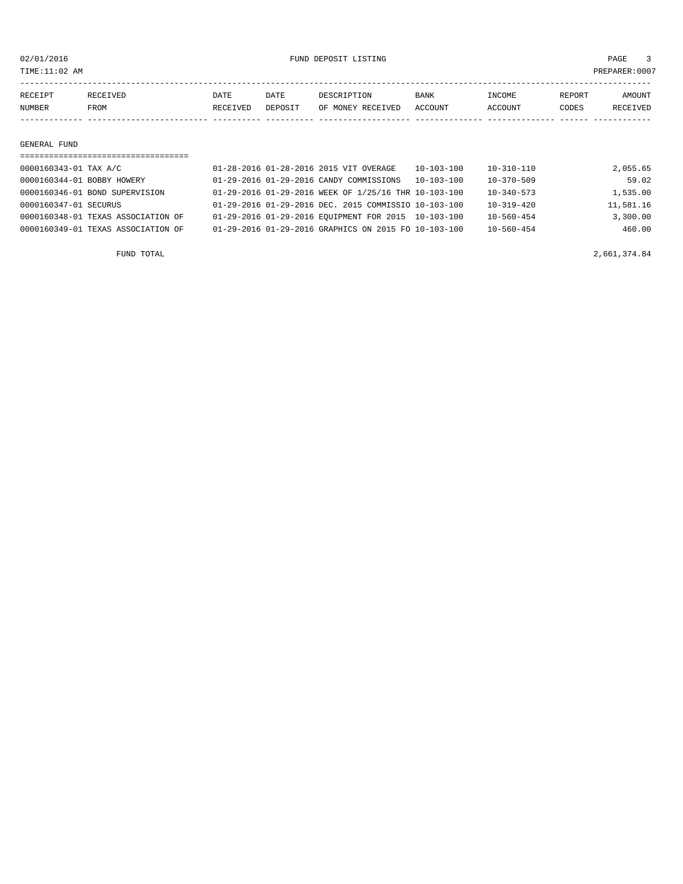02/01/2016 FUND DEPOSIT LISTING

TIME:11:02 AM PREPARER:0007

| RECEIPT NUMBER | RECEIVED FROM | DATE RECEIVED | DATE DEPOSIT | DESCRIPTION OF MONEY RECEIVED | BANK ACCOUNT | INCOME ACCOUNT | REPORT CODES | AMOUNT RECEIVED |
|---|---|---|---|---|---|---|---|---|

GENERAL FUND

| RECEIPT NUMBER | RECEIVED FROM | DATE RECEIVED | DATE DEPOSIT | DESCRIPTION OF MONEY RECEIVED | BANK ACCOUNT | INCOME ACCOUNT | REPORT CODES | AMOUNT RECEIVED |
|---|---|---|---|---|---|---|---|---|
| 0000160343-01 | TAX A/C | 01-28-2016 | 01-28-2016 | 2015 VIT OVERAGE | 10-103-100 | 10-310-110 | | 2,055.65 |
| 0000160344-01 | BOBBY HOWERY | 01-29-2016 | 01-29-2016 | CANDY COMMISSIONS | 10-103-100 | 10-370-509 | | 59.02 |
| 0000160346-01 | BOND SUPERVISION | 01-29-2016 | 01-29-2016 | WEEK OF 1/25/16 THR | 10-103-100 | 10-340-573 | | 1,535.00 |
| 0000160347-01 | SECURUS | 01-29-2016 | 01-29-2016 | DEC. 2015 COMMISSIO | 10-103-100 | 10-319-420 | | 11,581.16 |
| 0000160348-01 | TEXAS ASSOCIATION OF | 01-29-2016 | 01-29-2016 | EQUIPMENT FOR 2015 | 10-103-100 | 10-560-454 | | 3,300.00 |
| 0000160349-01 | TEXAS ASSOCIATION OF | 01-29-2016 | 01-29-2016 | GRAPHICS ON 2015 FO | 10-103-100 | 10-560-454 | | 460.00 |

FUND TOTAL 2,661,374.84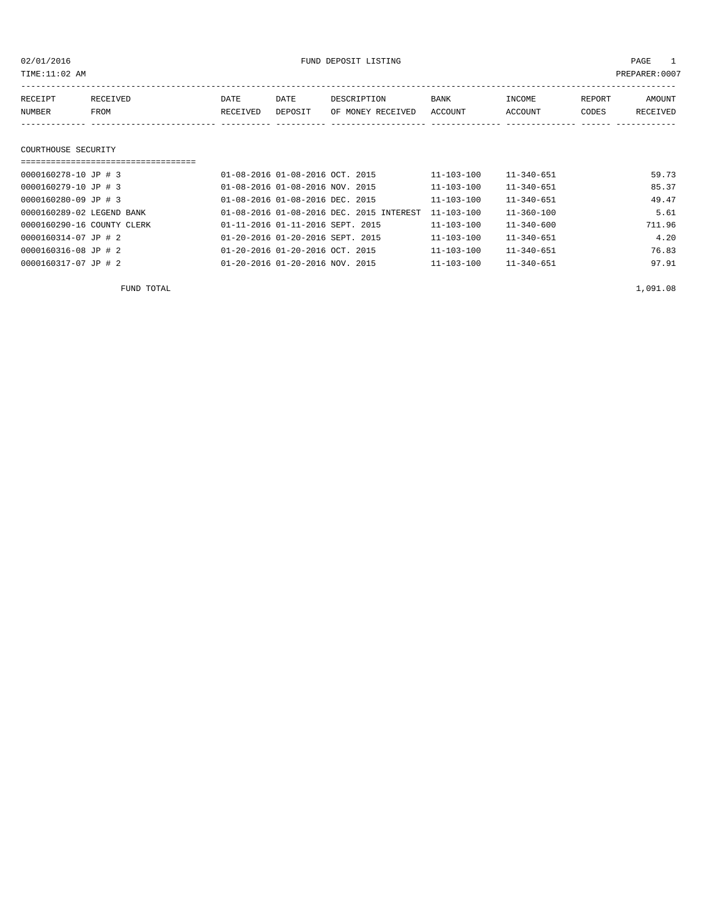02/01/2016 FUND DEPOSIT LISTING

TIME:11:02 AM PREPARER:0007

| RECEIPT NUMBER | RECEIVED FROM | DATE RECEIVED | DATE DEPOSIT | DESCRIPTION OF MONEY RECEIVED | BANK ACCOUNT | INCOME ACCOUNT | REPORT CODES | AMOUNT RECEIVED |
|---|---|---|---|---|---|---|---|---|
| **COURTHOUSE SECURITY** | | | | | | | | |
| 0000160278-10 | JP # 3 | 01-08-2016 | 01-08-2016 | OCT. 2015 | 11-103-100 | 11-340-651 | | 59.73 |
| 0000160279-10 | JP # 3 | 01-08-2016 | 01-08-2016 | NOV. 2015 | 11-103-100 | 11-340-651 | | 85.37 |
| 0000160280-09 | JP # 3 | 01-08-2016 | 01-08-2016 | DEC. 2015 | 11-103-100 | 11-340-651 | | 49.47 |
| 0000160289-02 | LEGEND BANK | 01-08-2016 | 01-08-2016 | DEC. 2015 INTEREST | 11-103-100 | 11-360-100 | | 5.61 |
| 0000160290-16 | COUNTY CLERK | 01-11-2016 | 01-11-2016 | SEPT. 2015 | 11-103-100 | 11-340-600 | | 711.96 |
| 0000160314-07 | JP # 2 | 01-20-2016 | 01-20-2016 | SEPT. 2015 | 11-103-100 | 11-340-651 | | 4.20 |
| 0000160316-08 | JP # 2 | 01-20-2016 | 01-20-2016 | OCT. 2015 | 11-103-100 | 11-340-651 | | 76.83 |
| 0000160317-07 | JP # 2 | 01-20-2016 | 01-20-2016 | NOV. 2015 | 11-103-100 | 11-340-651 | | 97.91 |
| | FUND TOTAL | | | | | | | 1,091.08 |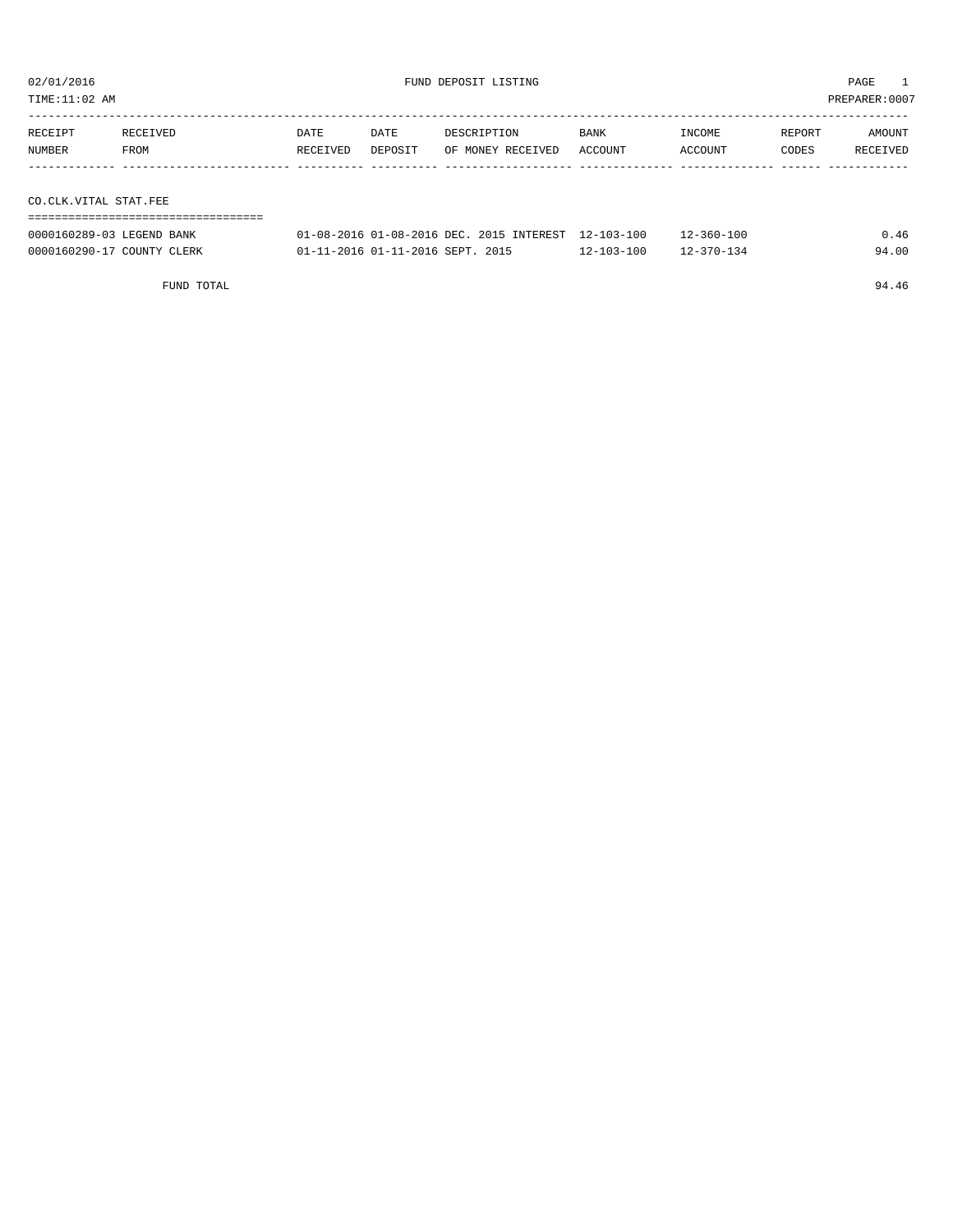# FUND DEPOSIT LISTING

02/01/2016
TIME:11:02 AM
PREPARER:0007

| RECEIPT NUMBER | RECEIVED FROM | DATE RECEIVED | DATE DEPOSIT | DESCRIPTION OF MONEY RECEIVED | BANK ACCOUNT | INCOME ACCOUNT | REPORT CODES | AMOUNT RECEIVED |
|---|---|---|---|---|---|---|---|---|
| **CO.CLK.VITAL STAT.FEE** | | | | | | | | |
| 0000160289-03 | LEGEND BANK | 01-08-2016 | 01-08-2016 | DEC. 2015 INTEREST | 12-103-100 | 12-360-100 | | 0.46 |
| 0000160290-17 | COUNTY CLERK | 01-11-2016 | 01-11-2016 | SEPT. 2015 | 12-103-100 | 12-370-134 | | 94.00 |
| | FUND TOTAL | | | | | | | 94.46 |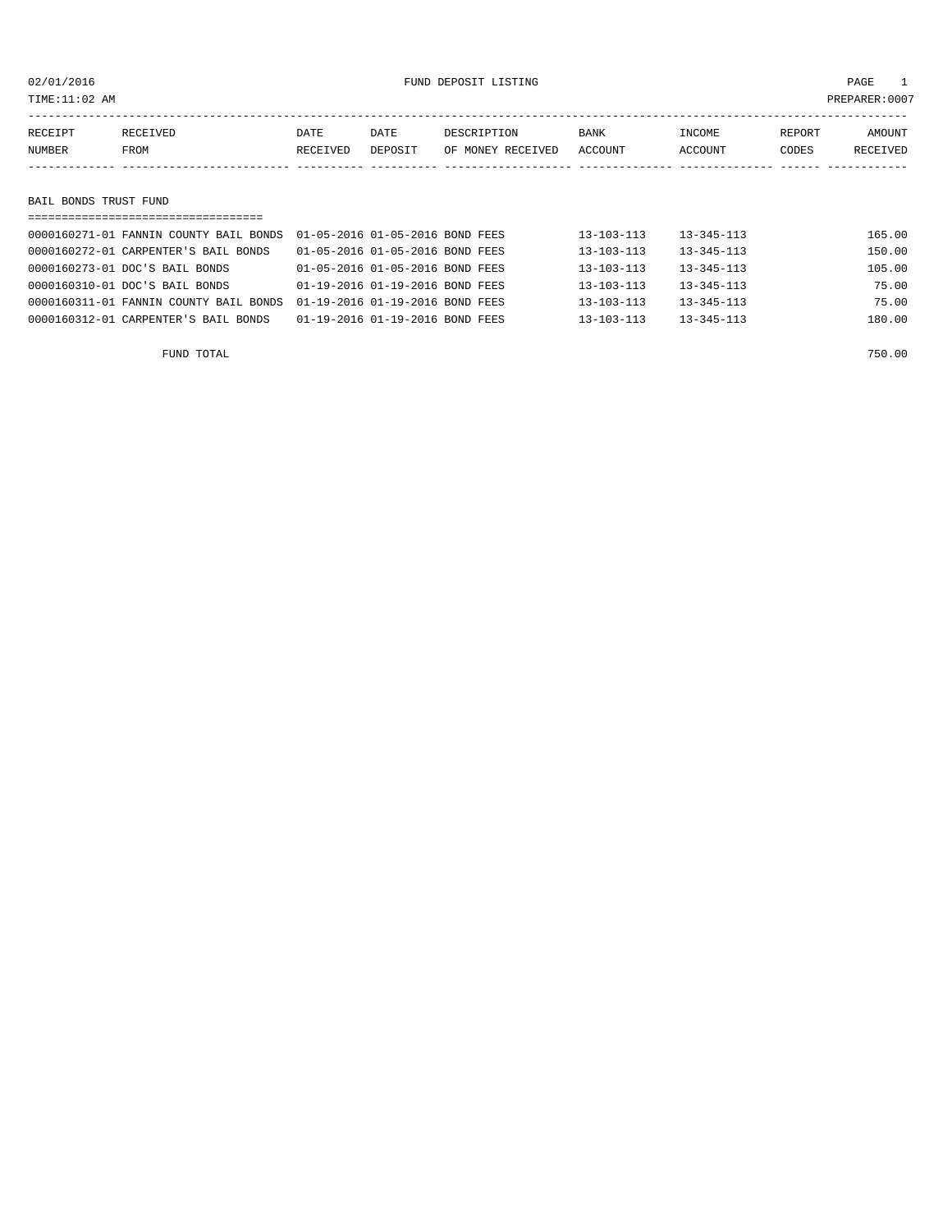02/01/2016 FUND DEPOSIT LISTING

TIME:11:02 AM PREPARER:0007

## BAIL BONDS TRUST FUND

| RECEIPT NUMBER | RECEIVED FROM | DATE RECEIVED | DATE DEPOSIT | DESCRIPTION OF MONEY RECEIVED | BANK ACCOUNT | INCOME ACCOUNT | REPORT CODES | AMOUNT RECEIVED |
|---|---|---|---|---|---|---|---|---|
| 0000160271-01 | FANNIN COUNTY BAIL BONDS | 01-05-2016 | 01-05-2016 | BOND FEES | 13-103-113 | 13-345-113 | | 165.00 |
| 0000160272-01 | CARPENTER'S BAIL BONDS | 01-05-2016 | 01-05-2016 | BOND FEES | 13-103-113 | 13-345-113 | | 150.00 |
| 0000160273-01 | DOC'S BAIL BONDS | 01-05-2016 | 01-05-2016 | BOND FEES | 13-103-113 | 13-345-113 | | 105.00 |
| 0000160310-01 | DOC'S BAIL BONDS | 01-19-2016 | 01-19-2016 | BOND FEES | 13-103-113 | 13-345-113 | | 75.00 |
| 0000160311-01 | FANNIN COUNTY BAIL BONDS | 01-19-2016 | 01-19-2016 | BOND FEES | 13-103-113 | 13-345-113 | | 75.00 |
| 0000160312-01 | CARPENTER'S BAIL BONDS | 01-19-2016 | 01-19-2016 | BOND FEES | 13-103-113 | 13-345-113 | | 180.00 |
| | FUND TOTAL | | | | | | | 750.00 |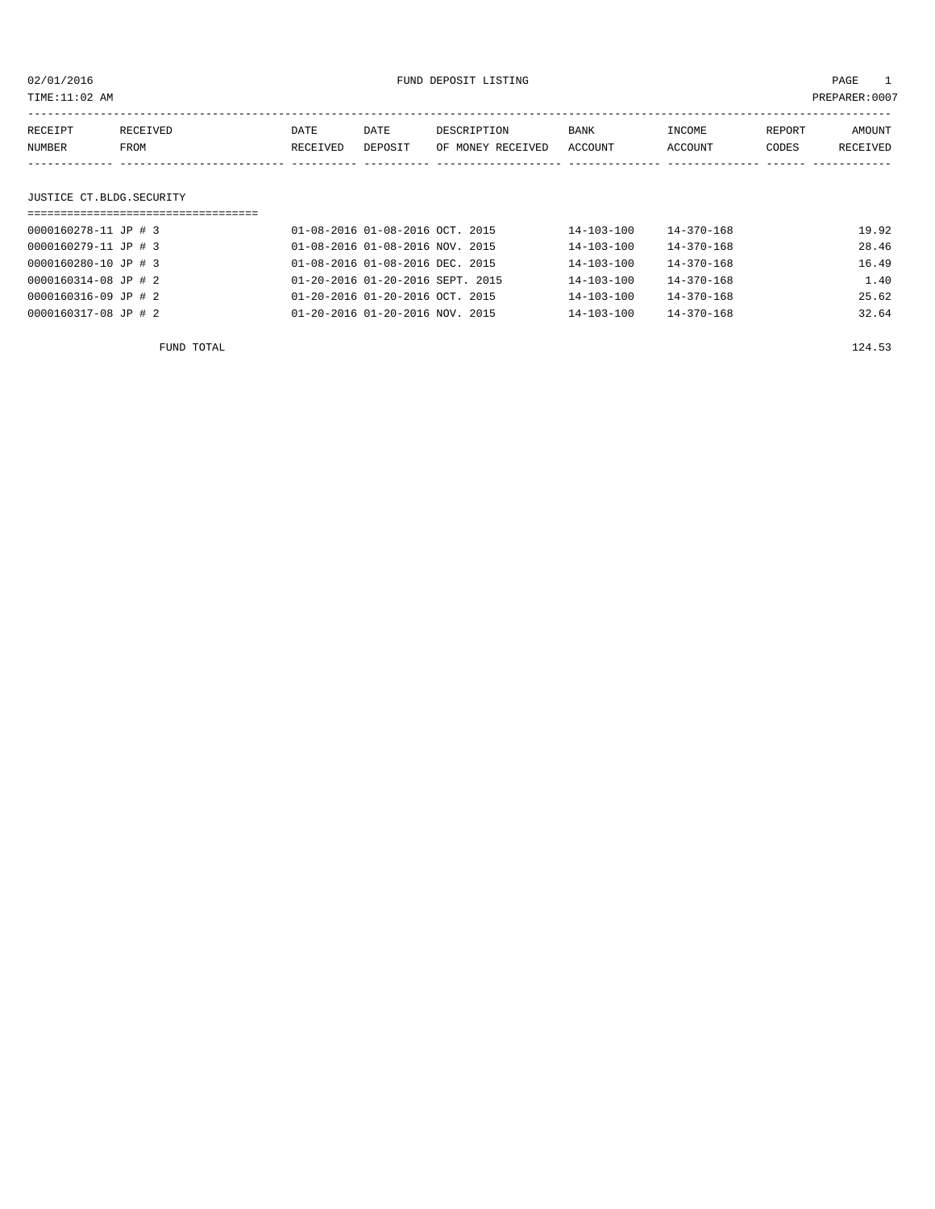02/01/2016 FUND DEPOSIT LISTING

TIME:11:02 AM PREPARER:0007

| RECEIPT NUMBER | RECEIVED FROM | DATE RECEIVED | DATE DEPOSIT | DESCRIPTION OF MONEY RECEIVED | BANK ACCOUNT | INCOME ACCOUNT | REPORT CODES | AMOUNT RECEIVED |
|---|---|---|---|---|---|---|---|---|
| **JUSTICE CT.BLDG.SECURITY** | | | | | | | | |
| 0000160278-11 | JP # 3 | 01-08-2016 | 01-08-2016 | OCT. 2015 | 14-103-100 | 14-370-168 | | 19.92 |
| 0000160279-11 | JP # 3 | 01-08-2016 | 01-08-2016 | NOV. 2015 | 14-103-100 | 14-370-168 | | 28.46 |
| 0000160280-10 | JP # 3 | 01-08-2016 | 01-08-2016 | DEC. 2015 | 14-103-100 | 14-370-168 | | 16.49 |
| 0000160314-08 | JP # 2 | 01-20-2016 | 01-20-2016 | SEPT. 2015 | 14-103-100 | 14-370-168 | | 1.40 |
| 0000160316-09 | JP # 2 | 01-20-2016 | 01-20-2016 | OCT. 2015 | 14-103-100 | 14-370-168 | | 25.62 |
| 0000160317-08 | JP # 2 | 01-20-2016 | 01-20-2016 | NOV. 2015 | 14-103-100 | 14-370-168 | | 32.64 |
| | FUND TOTAL | | | | | | | 124.53 |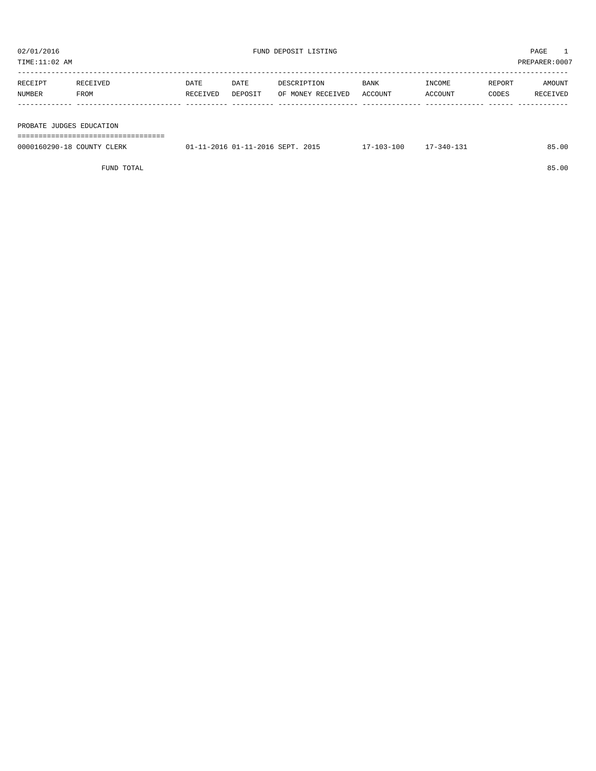02/01/2016 FUND DEPOSIT LISTING

TIME:11:02 AM PREPARER:0007

| RECEIPT NUMBER | RECEIVED FROM | DATE RECEIVED | DATE DEPOSIT | DESCRIPTION OF MONEY RECEIVED | BANK ACCOUNT | INCOME ACCOUNT | REPORT CODES | AMOUNT RECEIVED |
|---|---|---|---|---|---|---|---|---|
| **PROBATE JUDGES EDUCATION** | | | | | | | | |
| 0000160290-18 | COUNTY CLERK | 01-11-2016 | 01-11-2016 | SEPT. 2015 | 17-103-100 | 17-340-131 | | 85.00 |
| | FUND TOTAL | | | | | | | 85.00 |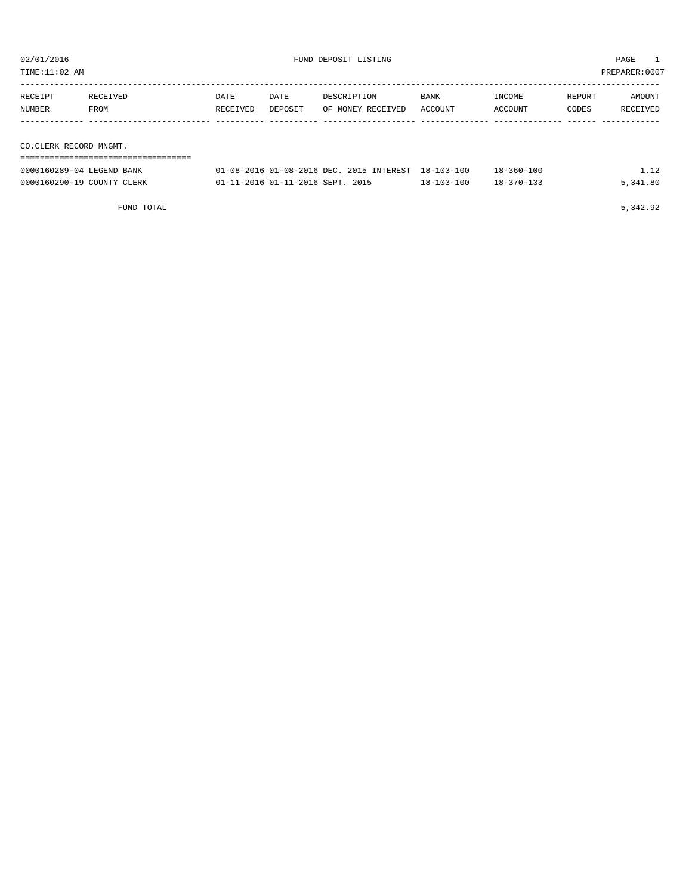02/01/2016 FUND DEPOSIT LISTING PAGE 1

TIME:11:02 AM PREPARER:0007

| RECEIPT NUMBER | RECEIVED FROM | DATE RECEIVED | DATE DEPOSIT | DESCRIPTION OF MONEY RECEIVED | BANK ACCOUNT | INCOME ACCOUNT | REPORT CODES | AMOUNT RECEIVED |
|---|---|---|---|---|---|---|---|---|
| **CO.CLERK RECORD MNGMT.** | | | | | | | | |
| 0000160289-04 | LEGEND BANK | 01-08-2016 | 01-08-2016 | DEC. 2015 INTEREST | 18-103-100 | 18-360-100 | | 1.12 |
| 0000160290-19 | COUNTY CLERK | 01-11-2016 | 01-11-2016 | SEPT. 2015 | 18-103-100 | 18-370-133 | | 5,341.80 |
| | FUND TOTAL | | | | | | | 5,342.92 |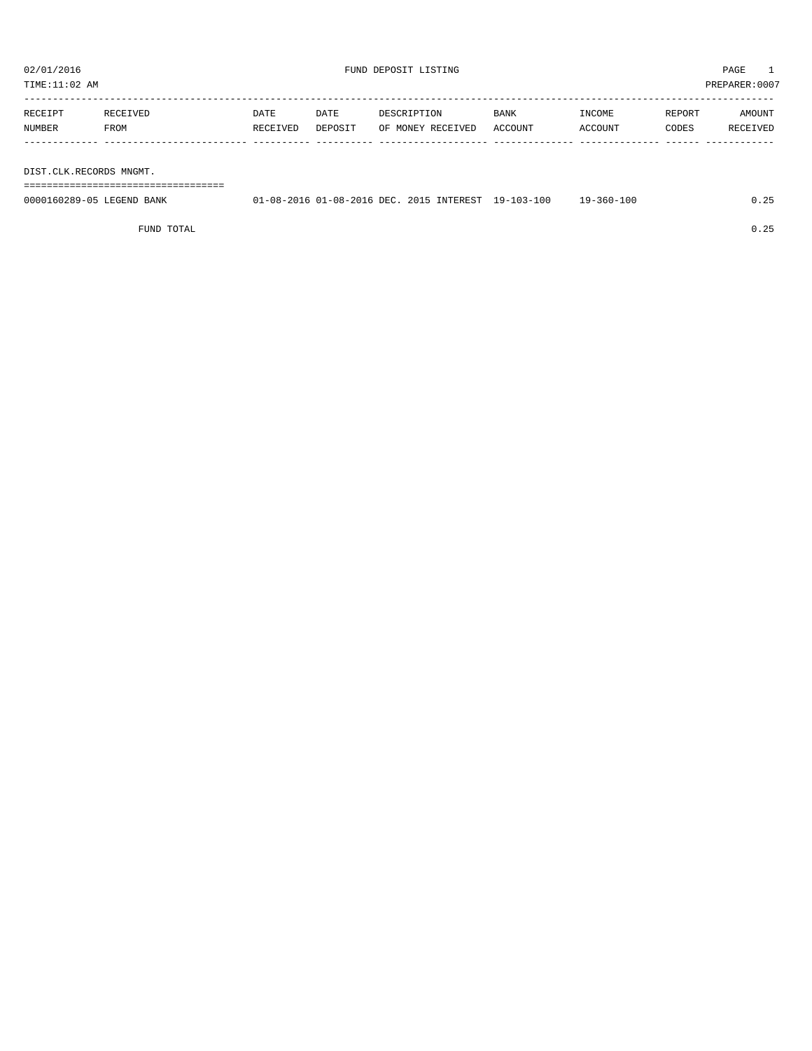02/01/2016 FUND DEPOSIT LISTING PAGE 1
TIME:11:02 AM PREPARER:0007

| RECEIPT NUMBER | RECEIVED FROM | DATE RECEIVED | DATE DEPOSIT | DESCRIPTION OF MONEY RECEIVED | BANK ACCOUNT | INCOME ACCOUNT | REPORT CODES | AMOUNT RECEIVED |
|---|---|---|---|---|---|---|---|---|
| **DIST.CLK.RECORDS MNGMT.** | | | | | | | | |
| 0000160289-05 | LEGEND BANK | 01-08-2016 | 01-08-2016 | DEC. 2015 INTEREST | 19-103-100 | 19-360-100 | | 0.25 |
| | FUND TOTAL | | | | | | | 0.25 |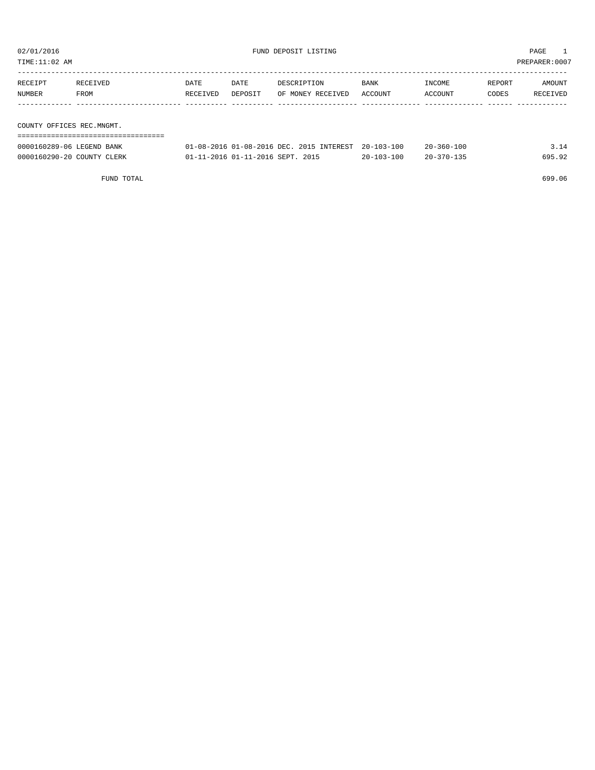02/01/2016 FUND DEPOSIT LISTING PAGE 1

TIME:11:02 AM PREPARER:0007

| RECEIPT NUMBER | RECEIVED FROM | DATE RECEIVED | DATE DEPOSIT | DESCRIPTION OF MONEY RECEIVED | BANK ACCOUNT | INCOME ACCOUNT | REPORT CODES | AMOUNT RECEIVED |
|---|---|---|---|---|---|---|---|---|
| **COUNTY OFFICES REC.MNGMT.** | | | | | | | | |
| 0000160289-06 | LEGEND BANK | 01-08-2016 | 01-08-2016 | DEC. 2015 INTEREST | 20-103-100 | 20-360-100 | | 3.14 |
| 0000160290-20 | COUNTY CLERK | 01-11-2016 | 01-11-2016 | SEPT. 2015 | 20-103-100 | 20-370-135 | | 695.92 |
| | FUND TOTAL | | | | | | | 699.06 |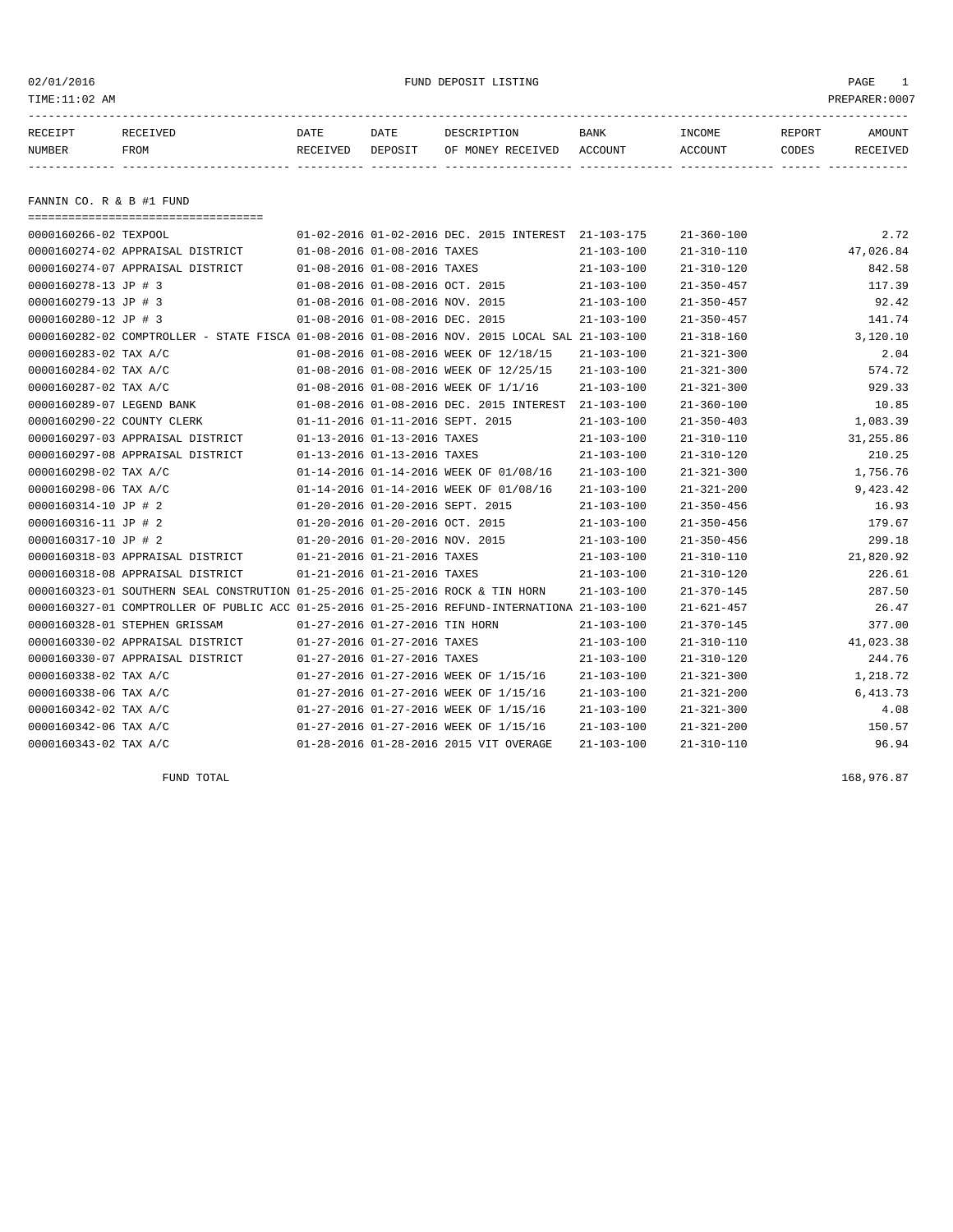02/01/2016 FUND DEPOSIT LISTING

TIME:11:02 AM PREPARER:0007

| RECEIPT NUMBER | RECEIVED FROM | DATE RECEIVED | DATE DEPOSIT | DESCRIPTION OF MONEY RECEIVED | BANK ACCOUNT | INCOME ACCOUNT | REPORT CODES | AMOUNT RECEIVED |
|---|---|---|---|---|---|---|---|---|

## FANNIN CO. R & B #1 FUND

| RECEIPT NUMBER | RECEIVED FROM | DATE RECEIVED | DATE DEPOSIT | DESCRIPTION OF MONEY RECEIVED | BANK ACCOUNT | INCOME ACCOUNT | REPORT CODES | AMOUNT RECEIVED |
|---|---|---|---|---|---|---|---|---|
| 0000160266-02 | TEXPOOL | 01-02-2016 | 01-02-2016 | DEC. 2015 INTEREST | 21-103-175 | 21-360-100 | | 2.72 |
| 0000160274-02 | APPRAISAL DISTRICT | 01-08-2016 | 01-08-2016 | TAXES | 21-103-100 | 21-310-110 | | 47,026.84 |
| 0000160274-07 | APPRAISAL DISTRICT | 01-08-2016 | 01-08-2016 | TAXES | 21-103-100 | 21-310-120 | | 842.58 |
| 0000160278-13 | JP # 3 | 01-08-2016 | 01-08-2016 | OCT. 2015 | 21-103-100 | 21-350-457 | | 117.39 |
| 0000160279-13 | JP # 3 | 01-08-2016 | 01-08-2016 | NOV. 2015 | 21-103-100 | 21-350-457 | | 92.42 |
| 0000160280-12 | JP # 3 | 01-08-2016 | 01-08-2016 | DEC. 2015 | 21-103-100 | 21-350-457 | | 141.74 |
| 0000160282-02 | COMPTROLLER - STATE FISCA | 01-08-2016 | 01-08-2016 | NOV. 2015 LOCAL SAL | 21-103-100 | 21-318-160 | | 3,120.10 |
| 0000160283-02 | TAX A/C | 01-08-2016 | 01-08-2016 | WEEK OF 12/18/15 | 21-103-100 | 21-321-300 | | 2.04 |
| 0000160284-02 | TAX A/C | 01-08-2016 | 01-08-2016 | WEEK OF 12/25/15 | 21-103-100 | 21-321-300 | | 574.72 |
| 0000160287-02 | TAX A/C | 01-08-2016 | 01-08-2016 | WEEK OF 1/1/16 | 21-103-100 | 21-321-300 | | 929.33 |
| 0000160289-07 | LEGEND BANK | 01-08-2016 | 01-08-2016 | DEC. 2015 INTEREST | 21-103-100 | 21-360-100 | | 10.85 |
| 0000160290-22 | COUNTY CLERK | 01-11-2016 | 01-11-2016 | SEPT. 2015 | 21-103-100 | 21-350-403 | | 1,083.39 |
| 0000160297-03 | APPRAISAL DISTRICT | 01-13-2016 | 01-13-2016 | TAXES | 21-103-100 | 21-310-110 | | 31,255.86 |
| 0000160297-08 | APPRAISAL DISTRICT | 01-13-2016 | 01-13-2016 | TAXES | 21-103-100 | 21-310-120 | | 210.25 |
| 0000160298-02 | TAX A/C | 01-14-2016 | 01-14-2016 | WEEK OF 01/08/16 | 21-103-100 | 21-321-300 | | 1,756.76 |
| 0000160298-06 | TAX A/C | 01-14-2016 | 01-14-2016 | WEEK OF 01/08/16 | 21-103-100 | 21-321-200 | | 9,423.42 |
| 0000160314-10 | JP # 2 | 01-20-2016 | 01-20-2016 | SEPT. 2015 | 21-103-100 | 21-350-456 | | 16.93 |
| 0000160316-11 | JP # 2 | 01-20-2016 | 01-20-2016 | OCT. 2015 | 21-103-100 | 21-350-456 | | 179.67 |
| 0000160317-10 | JP # 2 | 01-20-2016 | 01-20-2016 | NOV. 2015 | 21-103-100 | 21-350-456 | | 299.18 |
| 0000160318-03 | APPRAISAL DISTRICT | 01-21-2016 | 01-21-2016 | TAXES | 21-103-100 | 21-310-110 | | 21,820.92 |
| 0000160318-08 | APPRAISAL DISTRICT | 01-21-2016 | 01-21-2016 | TAXES | 21-103-100 | 21-310-120 | | 226.61 |
| 0000160323-01 | SOUTHERN SEAL CONSTRUTION | 01-25-2016 | 01-25-2016 | ROCK & TIN HORN | 21-103-100 | 21-370-145 | | 287.50 |
| 0000160327-01 | COMPTROLLER OF PUBLIC ACC | 01-25-2016 | 01-25-2016 | REFUND-INTERNATIONA | 21-103-100 | 21-621-457 | | 26.47 |
| 0000160328-01 | STEPHEN GRISSAM | 01-27-2016 | 01-27-2016 | TIN HORN | 21-103-100 | 21-370-145 | | 377.00 |
| 0000160330-02 | APPRAISAL DISTRICT | 01-27-2016 | 01-27-2016 | TAXES | 21-103-100 | 21-310-110 | | 41,023.38 |
| 0000160330-07 | APPRAISAL DISTRICT | 01-27-2016 | 01-27-2016 | TAXES | 21-103-100 | 21-310-120 | | 244.76 |
| 0000160338-02 | TAX A/C | 01-27-2016 | 01-27-2016 | WEEK OF 1/15/16 | 21-103-100 | 21-321-300 | | 1,218.72 |
| 0000160338-06 | TAX A/C | 01-27-2016 | 01-27-2016 | WEEK OF 1/15/16 | 21-103-100 | 21-321-200 | | 6,413.73 |
| 0000160342-02 | TAX A/C | 01-27-2016 | 01-27-2016 | WEEK OF 1/15/16 | 21-103-100 | 21-321-300 | | 4.08 |
| 0000160342-06 | TAX A/C | 01-27-2016 | 01-27-2016 | WEEK OF 1/15/16 | 21-103-100 | 21-321-200 | | 150.57 |
| 0000160343-02 | TAX A/C | 01-28-2016 | 01-28-2016 | 2015 VIT OVERAGE | 21-103-100 | 21-310-110 | | 96.94 |
| | FUND TOTAL | | | | | | | 168,976.87 |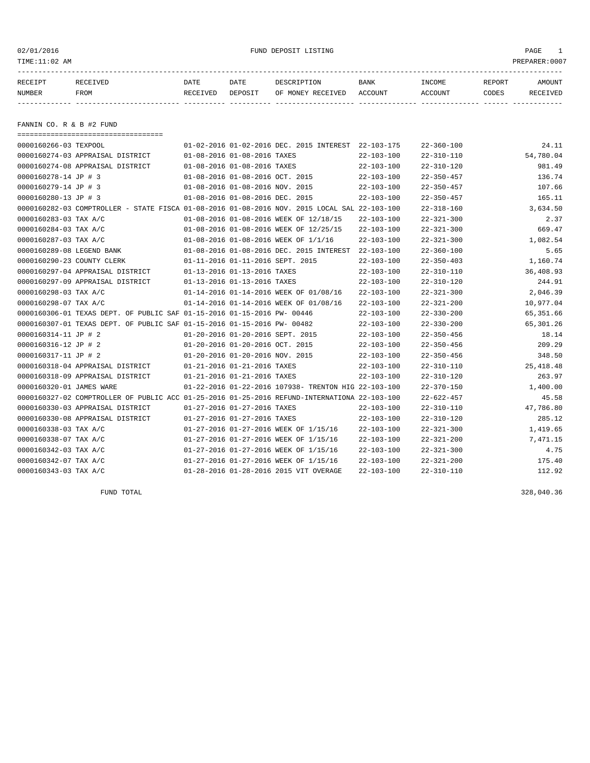02/01/2016 FUND DEPOSIT LISTING PAGE 1
TIME:11:02 AM PREPARER:0007

| RECEIPT NUMBER | RECEIVED FROM | DATE RECEIVED | DATE DEPOSIT | DESCRIPTION OF MONEY RECEIVED | BANK ACCOUNT | INCOME ACCOUNT | REPORT CODES | AMOUNT RECEIVED |
|---|---|---|---|---|---|---|---|---|

## FANNIN CO. R & B #2 FUND

| RECEIPT NUMBER | RECEIVED FROM | DATE RECEIVED | DATE DEPOSIT | DESCRIPTION OF MONEY RECEIVED | BANK ACCOUNT | INCOME ACCOUNT | REPORT CODES | AMOUNT RECEIVED |
|---|---|---|---|---|---|---|---|---|
| 0000160266-03 | TEXPOOL | 01-02-2016 | 01-02-2016 | DEC. 2015 INTEREST | 22-103-175 | 22-360-100 | | 24.11 |
| 0000160274-03 | APPRAISAL DISTRICT | 01-08-2016 | 01-08-2016 | TAXES | 22-103-100 | 22-310-110 | | 54,780.04 |
| 0000160274-08 | APPRAISAL DISTRICT | 01-08-2016 | 01-08-2016 | TAXES | 22-103-100 | 22-310-120 | | 981.49 |
| 0000160278-14 | JP # 3 | 01-08-2016 | 01-08-2016 | OCT. 2015 | 22-103-100 | 22-350-457 | | 136.74 |
| 0000160279-14 | JP # 3 | 01-08-2016 | 01-08-2016 | NOV. 2015 | 22-103-100 | 22-350-457 | | 107.66 |
| 0000160280-13 | JP # 3 | 01-08-2016 | 01-08-2016 | DEC. 2015 | 22-103-100 | 22-350-457 | | 165.11 |
| 0000160282-03 | COMPTROLLER - STATE FISCA | 01-08-2016 | 01-08-2016 | NOV. 2015 LOCAL SAL | 22-103-100 | 22-318-160 | | 3,634.50 |
| 0000160283-03 | TAX A/C | 01-08-2016 | 01-08-2016 | WEEK OF 12/18/15 | 22-103-100 | 22-321-300 | | 2.37 |
| 0000160284-03 | TAX A/C | 01-08-2016 | 01-08-2016 | WEEK OF 12/25/15 | 22-103-100 | 22-321-300 | | 669.47 |
| 0000160287-03 | TAX A/C | 01-08-2016 | 01-08-2016 | WEEK OF 1/1/16 | 22-103-100 | 22-321-300 | | 1,082.54 |
| 0000160289-08 | LEGEND BANK | 01-08-2016 | 01-08-2016 | DEC. 2015 INTEREST | 22-103-100 | 22-360-100 | | 5.65 |
| 0000160290-23 | COUNTY CLERK | 01-11-2016 | 01-11-2016 | SEPT. 2015 | 22-103-100 | 22-350-403 | | 1,160.74 |
| 0000160297-04 | APPRAISAL DISTRICT | 01-13-2016 | 01-13-2016 | TAXES | 22-103-100 | 22-310-110 | | 36,408.93 |
| 0000160297-09 | APPRAISAL DISTRICT | 01-13-2016 | 01-13-2016 | TAXES | 22-103-100 | 22-310-120 | | 244.91 |
| 0000160298-03 | TAX A/C | 01-14-2016 | 01-14-2016 | WEEK OF 01/08/16 | 22-103-100 | 22-321-300 | | 2,046.39 |
| 0000160298-07 | TAX A/C | 01-14-2016 | 01-14-2016 | WEEK OF 01/08/16 | 22-103-100 | 22-321-200 | | 10,977.04 |
| 0000160306-01 | TEXAS DEPT. OF PUBLIC SAF | 01-15-2016 | 01-15-2016 | PW- 00446 | 22-103-100 | 22-330-200 | | 65,351.66 |
| 0000160307-01 | TEXAS DEPT. OF PUBLIC SAF | 01-15-2016 | 01-15-2016 | PW- 00482 | 22-103-100 | 22-330-200 | | 65,301.26 |
| 0000160314-11 | JP # 2 | 01-20-2016 | 01-20-2016 | SEPT. 2015 | 22-103-100 | 22-350-456 | | 18.14 |
| 0000160316-12 | JP # 2 | 01-20-2016 | 01-20-2016 | OCT. 2015 | 22-103-100 | 22-350-456 | | 209.29 |
| 0000160317-11 | JP # 2 | 01-20-2016 | 01-20-2016 | NOV. 2015 | 22-103-100 | 22-350-456 | | 348.50 |
| 0000160318-04 | APPRAISAL DISTRICT | 01-21-2016 | 01-21-2016 | TAXES | 22-103-100 | 22-310-110 | | 25,418.48 |
| 0000160318-09 | APPRAISAL DISTRICT | 01-21-2016 | 01-21-2016 | TAXES | 22-103-100 | 22-310-120 | | 263.97 |
| 0000160320-01 | JAMES WARE | 01-22-2016 | 01-22-2016 | 107938- TRENTON HIG | 22-103-100 | 22-370-150 | | 1,400.00 |
| 0000160327-02 | COMPTROLLER OF PUBLIC ACC | 01-25-2016 | 01-25-2016 | REFUND-INTERNATIONA | 22-103-100 | 22-622-457 | | 45.58 |
| 0000160330-03 | APPRAISAL DISTRICT | 01-27-2016 | 01-27-2016 | TAXES | 22-103-100 | 22-310-110 | | 47,786.80 |
| 0000160330-08 | APPRAISAL DISTRICT | 01-27-2016 | 01-27-2016 | TAXES | 22-103-100 | 22-310-120 | | 285.12 |
| 0000160338-03 | TAX A/C | 01-27-2016 | 01-27-2016 | WEEK OF 1/15/16 | 22-103-100 | 22-321-300 | | 1,419.65 |
| 0000160338-07 | TAX A/C | 01-27-2016 | 01-27-2016 | WEEK OF 1/15/16 | 22-103-100 | 22-321-200 | | 7,471.15 |
| 0000160342-03 | TAX A/C | 01-27-2016 | 01-27-2016 | WEEK OF 1/15/16 | 22-103-100 | 22-321-300 | | 4.75 |
| 0000160342-07 | TAX A/C | 01-27-2016 | 01-27-2016 | WEEK OF 1/15/16 | 22-103-100 | 22-321-200 | | 175.40 |
| 0000160343-03 | TAX A/C | 01-28-2016 | 01-28-2016 | 2015 VIT OVERAGE | 22-103-100 | 22-310-110 | | 112.92 |

FUND TOTAL 328,040.36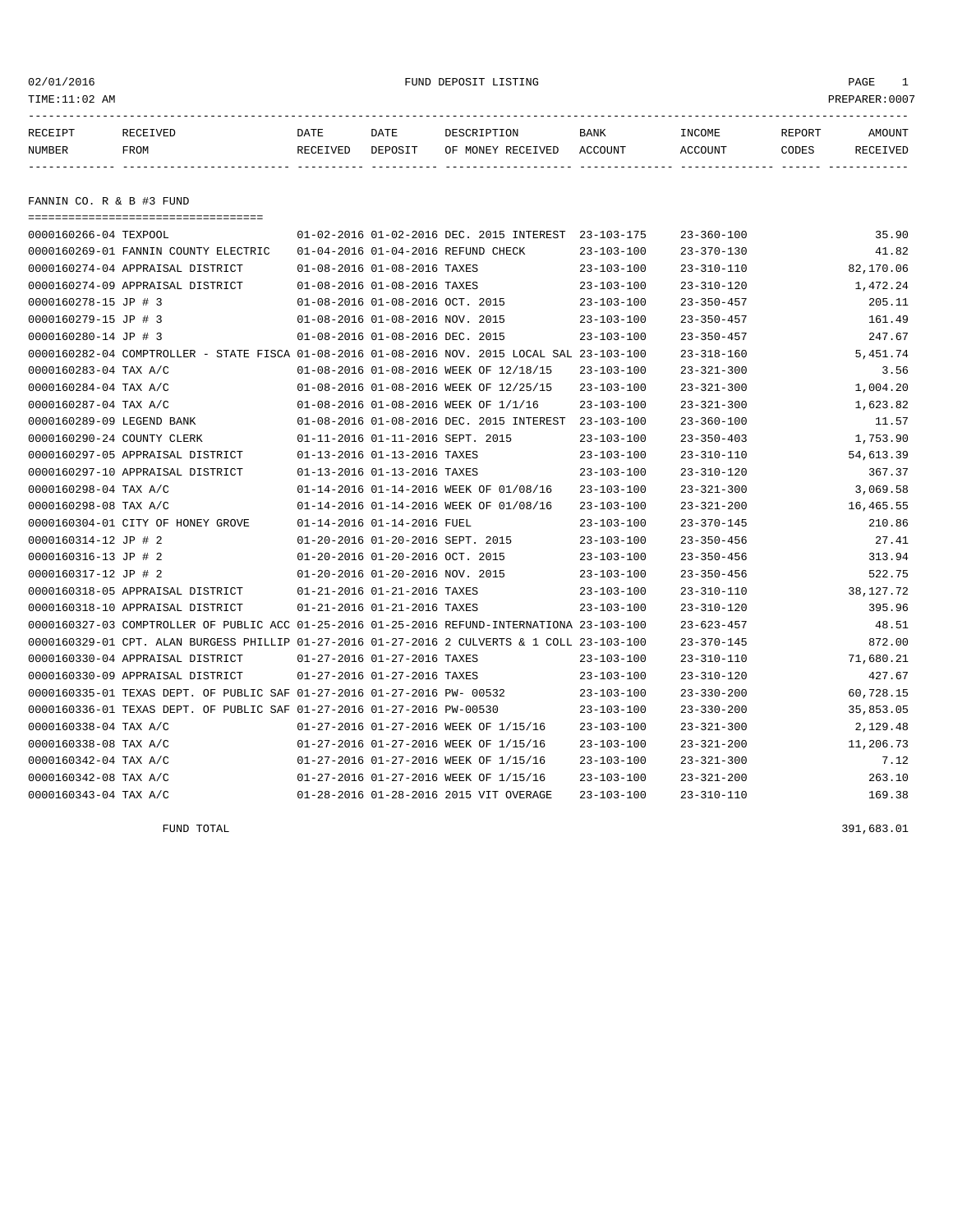FUND DEPOSIT LISTING

02/01/2016
TIME:11:02 AM
PREPARER:0007

| RECEIPT NUMBER | RECEIVED FROM | DATE RECEIVED | DATE DEPOSIT | DESCRIPTION OF MONEY RECEIVED | BANK ACCOUNT | INCOME ACCOUNT | REPORT CODES | AMOUNT RECEIVED |
|---|---|---|---|---|---|---|---|---|

## FANNIN CO. R & B #3 FUND

| RECEIPT NUMBER | RECEIVED FROM | DATE RECEIVED | DATE DEPOSIT | DESCRIPTION OF MONEY RECEIVED | BANK ACCOUNT | INCOME ACCOUNT | REPORT CODES | AMOUNT RECEIVED |
|---|---|---|---|---|---|---|---|---|
| 0000160266-04 | TEXPOOL | 01-02-2016 | 01-02-2016 | DEC. 2015 INTEREST | 23-103-175 | 23-360-100 | | 35.90 |
| 0000160269-01 | FANNIN COUNTY ELECTRIC | 01-04-2016 | 01-04-2016 | REFUND CHECK | 23-103-100 | 23-370-130 | | 41.82 |
| 0000160274-04 | APPRAISAL DISTRICT | 01-08-2016 | 01-08-2016 | TAXES | 23-103-100 | 23-310-110 | | 82,170.06 |
| 0000160274-09 | APPRAISAL DISTRICT | 01-08-2016 | 01-08-2016 | TAXES | 23-103-100 | 23-310-120 | | 1,472.24 |
| 0000160278-15 | JP # 3 | 01-08-2016 | 01-08-2016 | OCT. 2015 | 23-103-100 | 23-350-457 | | 205.11 |
| 0000160279-15 | JP # 3 | 01-08-2016 | 01-08-2016 | NOV. 2015 | 23-103-100 | 23-350-457 | | 161.49 |
| 0000160280-14 | JP # 3 | 01-08-2016 | 01-08-2016 | DEC. 2015 | 23-103-100 | 23-350-457 | | 247.67 |
| 0000160282-04 | COMPTROLLER - STATE FISCA | 01-08-2016 | 01-08-2016 | NOV. 2015 LOCAL SAL | 23-103-100 | 23-318-160 | | 5,451.74 |
| 0000160283-04 | TAX A/C | 01-08-2016 | 01-08-2016 | WEEK OF 12/18/15 | 23-103-100 | 23-321-300 | | 3.56 |
| 0000160284-04 | TAX A/C | 01-08-2016 | 01-08-2016 | WEEK OF 12/25/15 | 23-103-100 | 23-321-300 | | 1,004.20 |
| 0000160287-04 | TAX A/C | 01-08-2016 | 01-08-2016 | WEEK OF 1/1/16 | 23-103-100 | 23-321-300 | | 1,623.82 |
| 0000160289-09 | LEGEND BANK | 01-08-2016 | 01-08-2016 | DEC. 2015 INTEREST | 23-103-100 | 23-360-100 | | 11.57 |
| 0000160290-24 | COUNTY CLERK | 01-11-2016 | 01-11-2016 | SEPT. 2015 | 23-103-100 | 23-350-403 | | 1,753.90 |
| 0000160297-05 | APPRAISAL DISTRICT | 01-13-2016 | 01-13-2016 | TAXES | 23-103-100 | 23-310-110 | | 54,613.39 |
| 0000160297-10 | APPRAISAL DISTRICT | 01-13-2016 | 01-13-2016 | TAXES | 23-103-100 | 23-310-120 | | 367.37 |
| 0000160298-04 | TAX A/C | 01-14-2016 | 01-14-2016 | WEEK OF 01/08/16 | 23-103-100 | 23-321-300 | | 3,069.58 |
| 0000160298-08 | TAX A/C | 01-14-2016 | 01-14-2016 | WEEK OF 01/08/16 | 23-103-100 | 23-321-200 | | 16,465.55 |
| 0000160304-01 | CITY OF HONEY GROVE | 01-14-2016 | 01-14-2016 | FUEL | 23-103-100 | 23-370-145 | | 210.86 |
| 0000160314-12 | JP # 2 | 01-20-2016 | 01-20-2016 | SEPT. 2015 | 23-103-100 | 23-350-456 | | 27.41 |
| 0000160316-13 | JP # 2 | 01-20-2016 | 01-20-2016 | OCT. 2015 | 23-103-100 | 23-350-456 | | 313.94 |
| 0000160317-12 | JP # 2 | 01-20-2016 | 01-20-2016 | NOV. 2015 | 23-103-100 | 23-350-456 | | 522.75 |
| 0000160318-05 | APPRAISAL DISTRICT | 01-21-2016 | 01-21-2016 | TAXES | 23-103-100 | 23-310-110 | | 38,127.72 |
| 0000160318-10 | APPRAISAL DISTRICT | 01-21-2016 | 01-21-2016 | TAXES | 23-103-100 | 23-310-120 | | 395.96 |
| 0000160327-03 | COMPTROLLER OF PUBLIC ACC | 01-25-2016 | 01-25-2016 | REFUND-INTERNATIONA | 23-103-100 | 23-623-457 | | 48.51 |
| 0000160329-01 | CPT. ALAN BURGESS PHILLIP | 01-27-2016 | 01-27-2016 | 2 CULVERTS & 1 COLL | 23-103-100 | 23-370-145 | | 872.00 |
| 0000160330-04 | APPRAISAL DISTRICT | 01-27-2016 | 01-27-2016 | TAXES | 23-103-100 | 23-310-110 | | 71,680.21 |
| 0000160330-09 | APPRAISAL DISTRICT | 01-27-2016 | 01-27-2016 | TAXES | 23-103-100 | 23-310-120 | | 427.67 |
| 0000160335-01 | TEXAS DEPT. OF PUBLIC SAF | 01-27-2016 | 01-27-2016 | PW- 00532 | 23-103-100 | 23-330-200 | | 60,728.15 |
| 0000160336-01 | TEXAS DEPT. OF PUBLIC SAF | 01-27-2016 | 01-27-2016 | PW-00530 | 23-103-100 | 23-330-200 | | 35,853.05 |
| 0000160338-04 | TAX A/C | 01-27-2016 | 01-27-2016 | WEEK OF 1/15/16 | 23-103-100 | 23-321-300 | | 2,129.48 |
| 0000160338-08 | TAX A/C | 01-27-2016 | 01-27-2016 | WEEK OF 1/15/16 | 23-103-100 | 23-321-200 | | 11,206.73 |
| 0000160342-04 | TAX A/C | 01-27-2016 | 01-27-2016 | WEEK OF 1/15/16 | 23-103-100 | 23-321-300 | | 7.12 |
| 0000160342-08 | TAX A/C | 01-27-2016 | 01-27-2016 | WEEK OF 1/15/16 | 23-103-100 | 23-321-200 | | 263.10 |
| 0000160343-04 | TAX A/C | 01-28-2016 | 01-28-2016 | 2015 VIT OVERAGE | 23-103-100 | 23-310-110 | | 169.38 |
| | FUND TOTAL | | | | | | | 391,683.01 |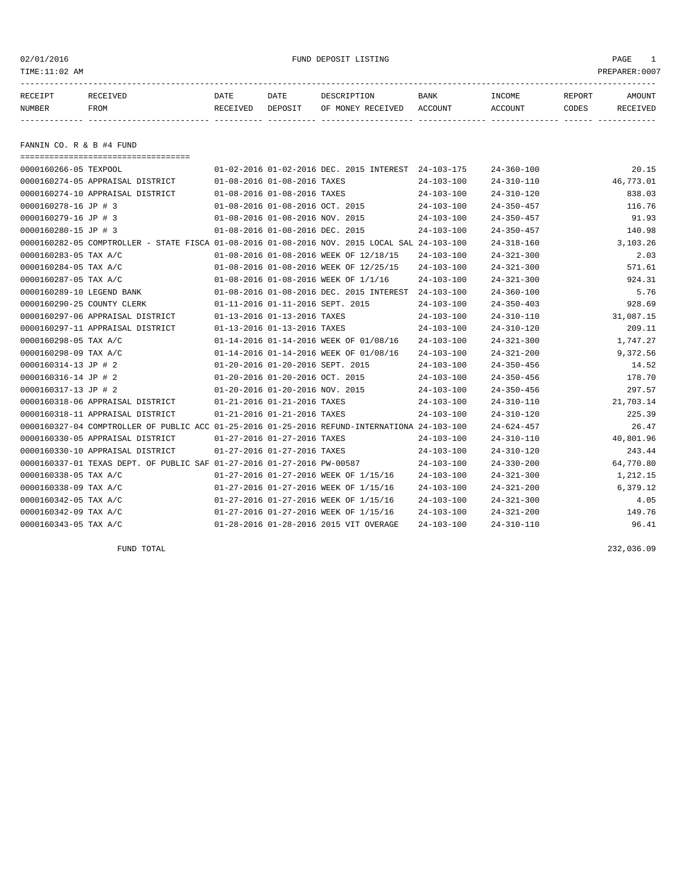02/01/2016 FUND DEPOSIT LISTING
TIME:11:02 AM PREPARER:0007

| RECEIPT NUMBER | RECEIVED FROM | DATE RECEIVED | DATE DEPOSIT | DESCRIPTION OF MONEY RECEIVED | BANK ACCOUNT | INCOME ACCOUNT | REPORT CODES | AMOUNT RECEIVED |
|---|---|---|---|---|---|---|---|---|

## FANNIN CO. R & B #4 FUND

| RECEIPT NUMBER | RECEIVED FROM | DATE RECEIVED | DATE DEPOSIT | DESCRIPTION OF MONEY RECEIVED | BANK ACCOUNT | INCOME ACCOUNT | REPORT CODES | AMOUNT RECEIVED |
|---|---|---|---|---|---|---|---|---|
| 0000160266-05 | TEXPOOL | 01-02-2016 | 01-02-2016 | DEC. 2015 INTEREST | 24-103-175 | 24-360-100 | | 20.15 |
| 0000160274-05 | APPRAISAL DISTRICT | 01-08-2016 | 01-08-2016 | TAXES | 24-103-100 | 24-310-110 | | 46,773.01 |
| 0000160274-10 | APPRAISAL DISTRICT | 01-08-2016 | 01-08-2016 | TAXES | 24-103-100 | 24-310-120 | | 838.03 |
| 0000160278-16 | JP # 3 | 01-08-2016 | 01-08-2016 | OCT. 2015 | 24-103-100 | 24-350-457 | | 116.76 |
| 0000160279-16 | JP # 3 | 01-08-2016 | 01-08-2016 | NOV. 2015 | 24-103-100 | 24-350-457 | | 91.93 |
| 0000160280-15 | JP # 3 | 01-08-2016 | 01-08-2016 | DEC. 2015 | 24-103-100 | 24-350-457 | | 140.98 |
| 0000160282-05 | COMPTROLLER - STATE FISCA | 01-08-2016 | 01-08-2016 | NOV. 2015 LOCAL SAL | 24-103-100 | 24-318-160 | | 3,103.26 |
| 0000160283-05 | TAX A/C | 01-08-2016 | 01-08-2016 | WEEK OF 12/18/15 | 24-103-100 | 24-321-300 | | 2.03 |
| 0000160284-05 | TAX A/C | 01-08-2016 | 01-08-2016 | WEEK OF 12/25/15 | 24-103-100 | 24-321-300 | | 571.61 |
| 0000160287-05 | TAX A/C | 01-08-2016 | 01-08-2016 | WEEK OF 1/1/16 | 24-103-100 | 24-321-300 | | 924.31 |
| 0000160289-10 | LEGEND BANK | 01-08-2016 | 01-08-2016 | DEC. 2015 INTEREST | 24-103-100 | 24-360-100 | | 5.76 |
| 0000160290-25 | COUNTY CLERK | 01-11-2016 | 01-11-2016 | SEPT. 2015 | 24-103-100 | 24-350-403 | | 928.69 |
| 0000160297-06 | APPRAISAL DISTRICT | 01-13-2016 | 01-13-2016 | TAXES | 24-103-100 | 24-310-110 | | 31,087.15 |
| 0000160297-11 | APPRAISAL DISTRICT | 01-13-2016 | 01-13-2016 | TAXES | 24-103-100 | 24-310-120 | | 209.11 |
| 0000160298-05 | TAX A/C | 01-14-2016 | 01-14-2016 | WEEK OF 01/08/16 | 24-103-100 | 24-321-300 | | 1,747.27 |
| 0000160298-09 | TAX A/C | 01-14-2016 | 01-14-2016 | WEEK OF 01/08/16 | 24-103-100 | 24-321-200 | | 9,372.56 |
| 0000160314-13 | JP # 2 | 01-20-2016 | 01-20-2016 | SEPT. 2015 | 24-103-100 | 24-350-456 | | 14.52 |
| 0000160316-14 | JP # 2 | 01-20-2016 | 01-20-2016 | OCT. 2015 | 24-103-100 | 24-350-456 | | 178.70 |
| 0000160317-13 | JP # 2 | 01-20-2016 | 01-20-2016 | NOV. 2015 | 24-103-100 | 24-350-456 | | 297.57 |
| 0000160318-06 | APPRAISAL DISTRICT | 01-21-2016 | 01-21-2016 | TAXES | 24-103-100 | 24-310-110 | | 21,703.14 |
| 0000160318-11 | APPRAISAL DISTRICT | 01-21-2016 | 01-21-2016 | TAXES | 24-103-100 | 24-310-120 | | 225.39 |
| 0000160327-04 | COMPTROLLER OF PUBLIC ACC | 01-25-2016 | 01-25-2016 | REFUND-INTERNATIONA | 24-103-100 | 24-624-457 | | 26.47 |
| 0000160330-05 | APPRAISAL DISTRICT | 01-27-2016 | 01-27-2016 | TAXES | 24-103-100 | 24-310-110 | | 40,801.96 |
| 0000160330-10 | APPRAISAL DISTRICT | 01-27-2016 | 01-27-2016 | TAXES | 24-103-100 | 24-310-120 | | 243.44 |
| 0000160337-01 | TEXAS DEPT. OF PUBLIC SAF | 01-27-2016 | 01-27-2016 | PW-00587 | 24-103-100 | 24-330-200 | | 64,770.80 |
| 0000160338-05 | TAX A/C | 01-27-2016 | 01-27-2016 | WEEK OF 1/15/16 | 24-103-100 | 24-321-300 | | 1,212.15 |
| 0000160338-09 | TAX A/C | 01-27-2016 | 01-27-2016 | WEEK OF 1/15/16 | 24-103-100 | 24-321-200 | | 6,379.12 |
| 0000160342-05 | TAX A/C | 01-27-2016 | 01-27-2016 | WEEK OF 1/15/16 | 24-103-100 | 24-321-300 | | 4.05 |
| 0000160342-09 | TAX A/C | 01-27-2016 | 01-27-2016 | WEEK OF 1/15/16 | 24-103-100 | 24-321-200 | | 149.76 |
| 0000160343-05 | TAX A/C | 01-28-2016 | 01-28-2016 | 2015 VIT OVERAGE | 24-103-100 | 24-310-110 | | 96.41 |
| | FUND TOTAL | | | | | | | 232,036.09 |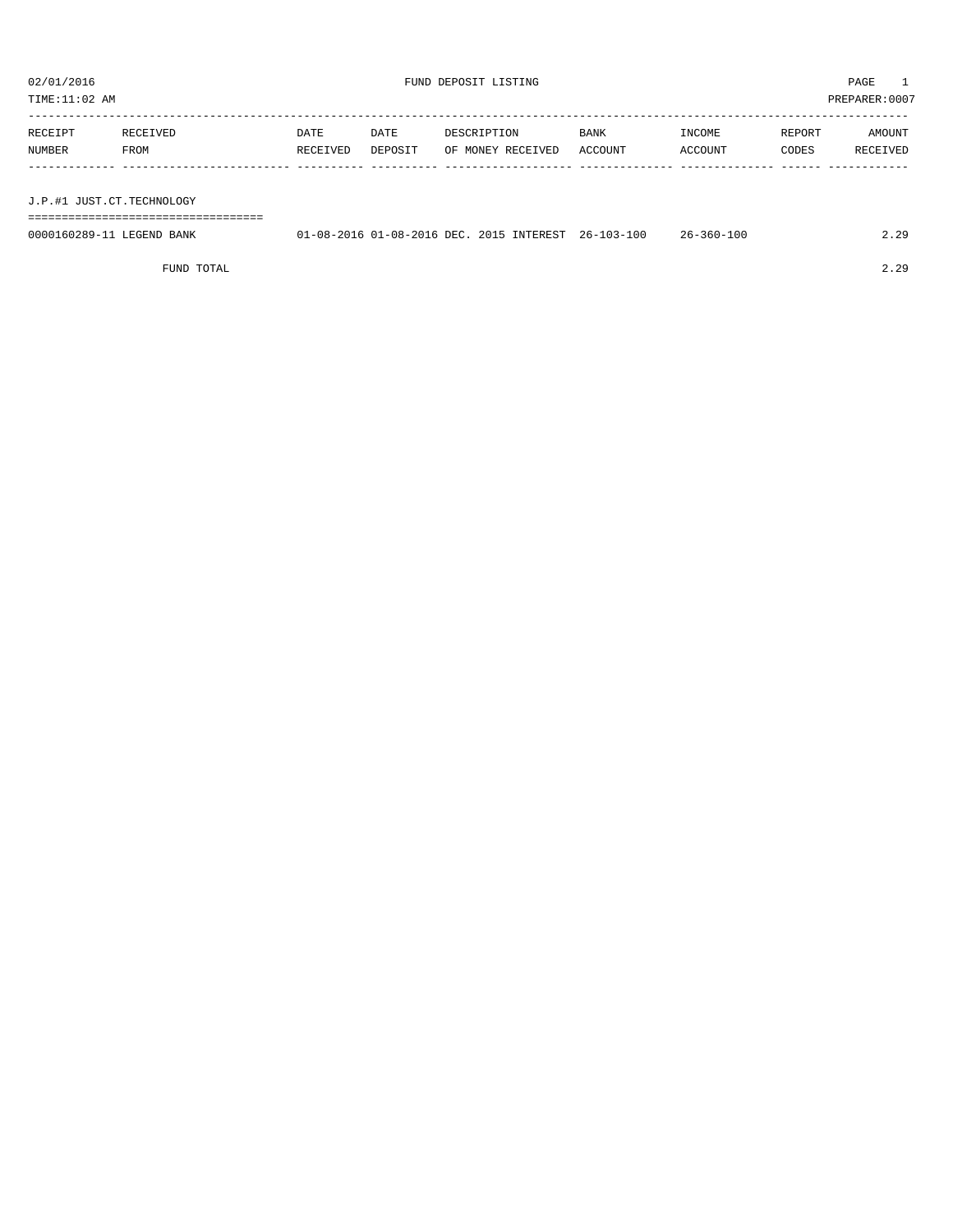02/01/2016 FUND DEPOSIT LISTING

TIME:11:02 AM PREPARER:0007

| RECEIPT NUMBER | RECEIVED FROM | DATE RECEIVED | DATE DEPOSIT | DESCRIPTION OF MONEY RECEIVED | BANK ACCOUNT | INCOME ACCOUNT | REPORT CODES | AMOUNT RECEIVED |
|---|---|---|---|---|---|---|---|---|
| **J.P.#1 JUST.CT.TECHNOLOGY** | | | | | | | | |
| 0000160289-11 | LEGEND BANK | 01-08-2016 | 01-08-2016 | DEC. 2015 INTEREST | 26-103-100 | 26-360-100 | | 2.29 |
| | FUND TOTAL | | | | | | | 2.29 |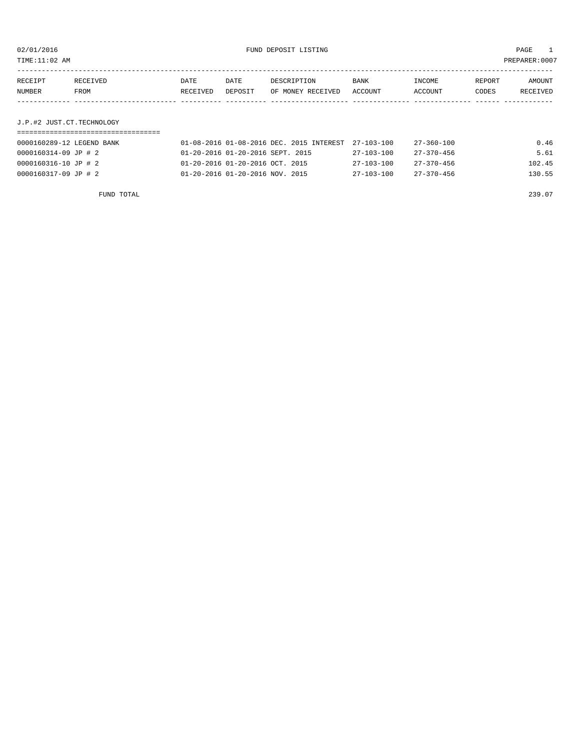02/01/2016 FUND DEPOSIT LISTING

TIME:11:02 AM PREPARER:0007

| RECEIPT NUMBER | RECEIVED FROM | DATE RECEIVED | DATE DEPOSIT | DESCRIPTION OF MONEY RECEIVED | BANK ACCOUNT | INCOME ACCOUNT | REPORT CODES | AMOUNT RECEIVED |
|---|---|---|---|---|---|---|---|---|
| **J.P.#2 JUST.CT.TECHNOLOGY** | | | | | | | | |
| 0000160289-12 | LEGEND BANK | 01-08-2016 | 01-08-2016 | DEC. 2015 INTEREST | 27-103-100 | 27-360-100 | | 0.46 |
| 0000160314-09 | JP # 2 | 01-20-2016 | 01-20-2016 | SEPT. 2015 | 27-103-100 | 27-370-456 | | 5.61 |
| 0000160316-10 | JP # 2 | 01-20-2016 | 01-20-2016 | OCT. 2015 | 27-103-100 | 27-370-456 | | 102.45 |
| 0000160317-09 | JP # 2 | 01-20-2016 | 01-20-2016 | NOV. 2015 | 27-103-100 | 27-370-456 | | 130.55 |
| | FUND TOTAL | | | | | | | 239.07 |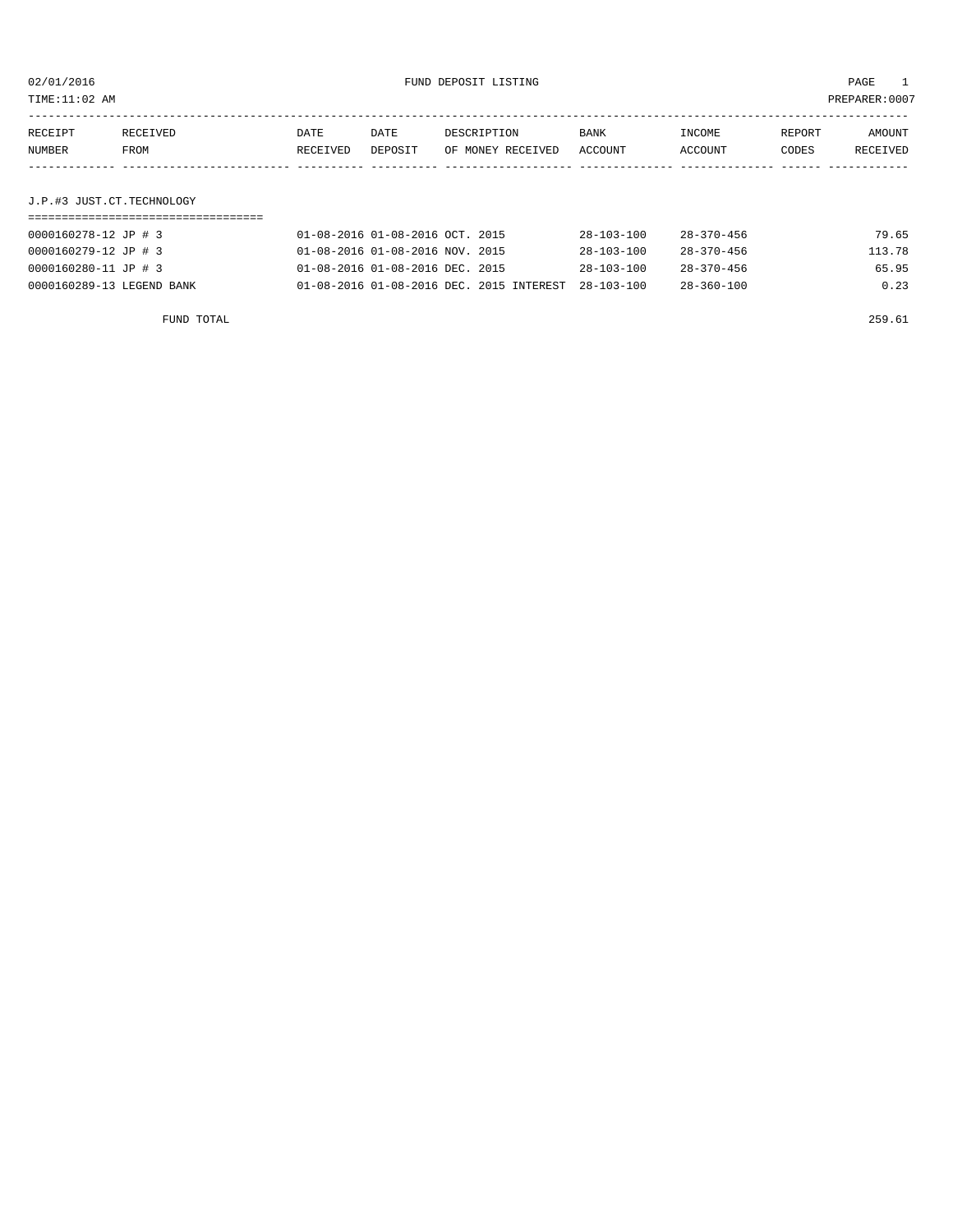02/01/2016 FUND DEPOSIT LISTING

TIME:11:02 AM PREPARER:0007

| RECEIPT NUMBER | RECEIVED FROM | DATE RECEIVED | DATE DEPOSIT | DESCRIPTION OF MONEY RECEIVED | BANK ACCOUNT | INCOME ACCOUNT | REPORT CODES | AMOUNT RECEIVED |
|---|---|---|---|---|---|---|---|---|

J.P.#3 JUST.CT.TECHNOLOGY

| RECEIPT NUMBER | RECEIVED FROM | DATE RECEIVED | DATE DEPOSIT | DESCRIPTION OF MONEY RECEIVED | BANK ACCOUNT | INCOME ACCOUNT | REPORT CODES | AMOUNT RECEIVED |
|---|---|---|---|---|---|---|---|---|
| 0000160278-12 | JP # 3 | 01-08-2016 | 01-08-2016 | OCT. 2015 | 28-103-100 | 28-370-456 | | 79.65 |
| 0000160279-12 | JP # 3 | 01-08-2016 | 01-08-2016 | NOV. 2015 | 28-103-100 | 28-370-456 | | 113.78 |
| 0000160280-11 | JP # 3 | 01-08-2016 | 01-08-2016 | DEC. 2015 | 28-103-100 | 28-370-456 | | 65.95 |
| 0000160289-13 | LEGEND BANK | 01-08-2016 | 01-08-2016 | DEC. 2015 INTEREST | 28-103-100 | 28-360-100 | | 0.23 |

FUND TOTAL 259.61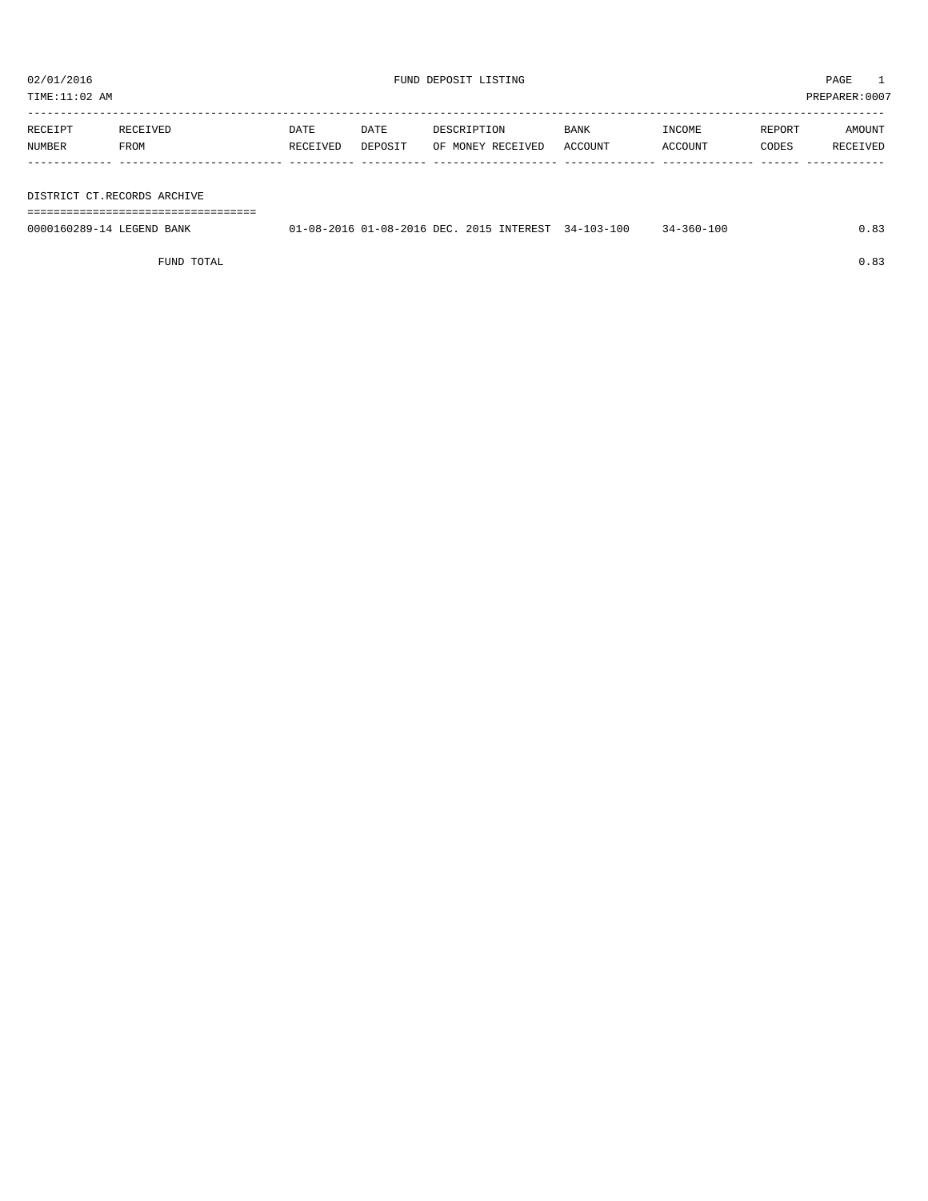02/01/2016 FUND DEPOSIT LISTING PAGE 1

TIME:11:02 AM PREPARER:0007

| RECEIPT NUMBER | RECEIVED FROM | DATE RECEIVED | DATE DEPOSIT | DESCRIPTION OF MONEY RECEIVED | BANK ACCOUNT | INCOME ACCOUNT | REPORT CODES | AMOUNT RECEIVED |
|---|---|---|---|---|---|---|---|---|
| **DISTRICT CT.RECORDS ARCHIVE** | | | | | | | | |
| 0000160289-14 | LEGEND BANK | 01-08-2016 | 01-08-2016 | DEC. 2015 INTEREST | 34-103-100 | 34-360-100 | | 0.83 |
| | FUND TOTAL | | | | | | | 0.83 |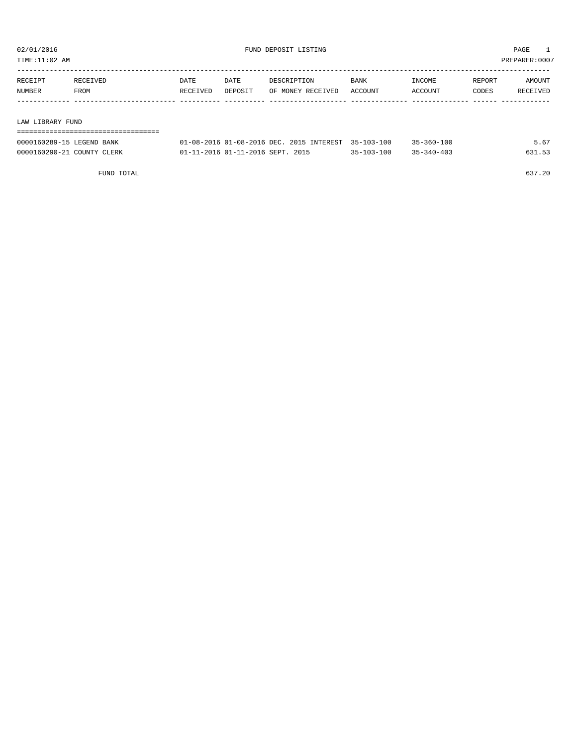02/01/2016 FUND DEPOSIT LISTING

TIME:11:02 AM PREPARER:0007

| RECEIPT NUMBER | RECEIVED FROM | DATE RECEIVED | DATE DEPOSIT | DESCRIPTION OF MONEY RECEIVED | BANK ACCOUNT | INCOME ACCOUNT | REPORT CODES | AMOUNT RECEIVED |
|---|---|---|---|---|---|---|---|---|

## LAW LIBRARY FUND

| RECEIPT NUMBER | RECEIVED FROM | DATE RECEIVED | DATE DEPOSIT | DESCRIPTION OF MONEY RECEIVED | BANK ACCOUNT | INCOME ACCOUNT | REPORT CODES | AMOUNT RECEIVED |
|---|---|---|---|---|---|---|---|---|
| 0000160289-15 | LEGEND BANK | 01-08-2016 | 01-08-2016 | DEC. 2015 INTEREST | 35-103-100 | 35-360-100 | | 5.67 |
| 0000160290-21 | COUNTY CLERK | 01-11-2016 | 01-11-2016 | SEPT. 2015 | 35-103-100 | 35-340-403 | | 631.53 |
| | FUND TOTAL | | | | | | | 637.20 |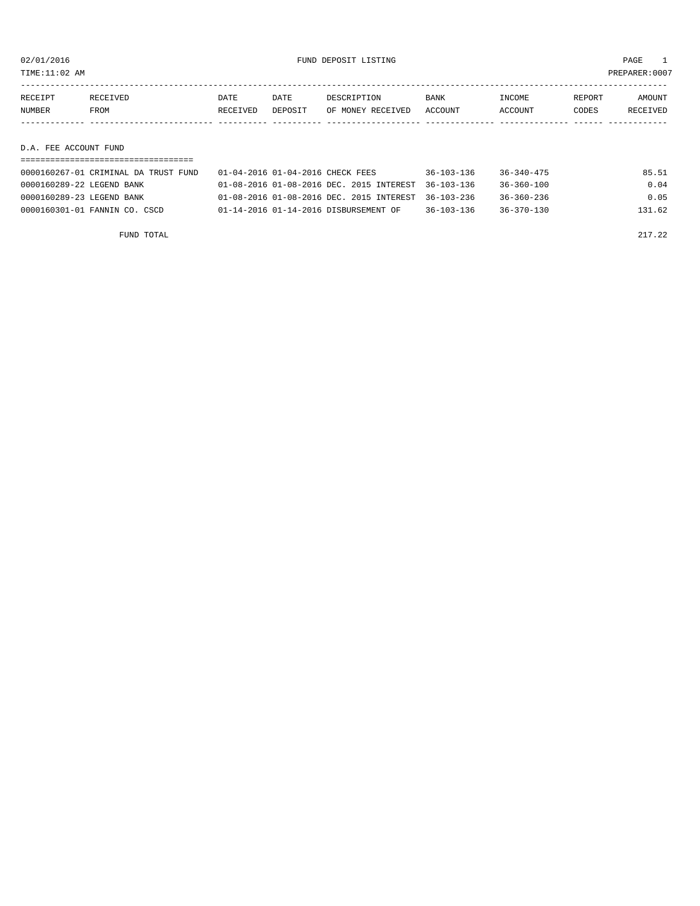02/01/2016 FUND DEPOSIT LISTING PAGE 1

TIME:11:02 AM PREPARER:0007

| RECEIPT NUMBER | RECEIVED FROM | DATE RECEIVED | DATE DEPOSIT | DESCRIPTION OF MONEY RECEIVED | BANK ACCOUNT | INCOME ACCOUNT | REPORT CODES | AMOUNT RECEIVED |
|---|---|---|---|---|---|---|---|---|
| **D.A. FEE ACCOUNT FUND** | | | | | | | | |
| 0000160267-01 | CRIMINAL DA TRUST FUND | 01-04-2016 | 01-04-2016 | CHECK FEES | 36-103-136 | 36-340-475 | | 85.51 |
| 0000160289-22 | LEGEND BANK | 01-08-2016 | 01-08-2016 | DEC. 2015 INTEREST | 36-103-136 | 36-360-100 | | 0.04 |
| 0000160289-23 | LEGEND BANK | 01-08-2016 | 01-08-2016 | DEC. 2015 INTEREST | 36-103-236 | 36-360-236 | | 0.05 |
| 0000160301-01 | FANNIN CO. CSCD | 01-14-2016 | 01-14-2016 | DISBURSEMENT OF | 36-103-136 | 36-370-130 | | 131.62 |
| | FUND TOTAL | | | | | | | 217.22 |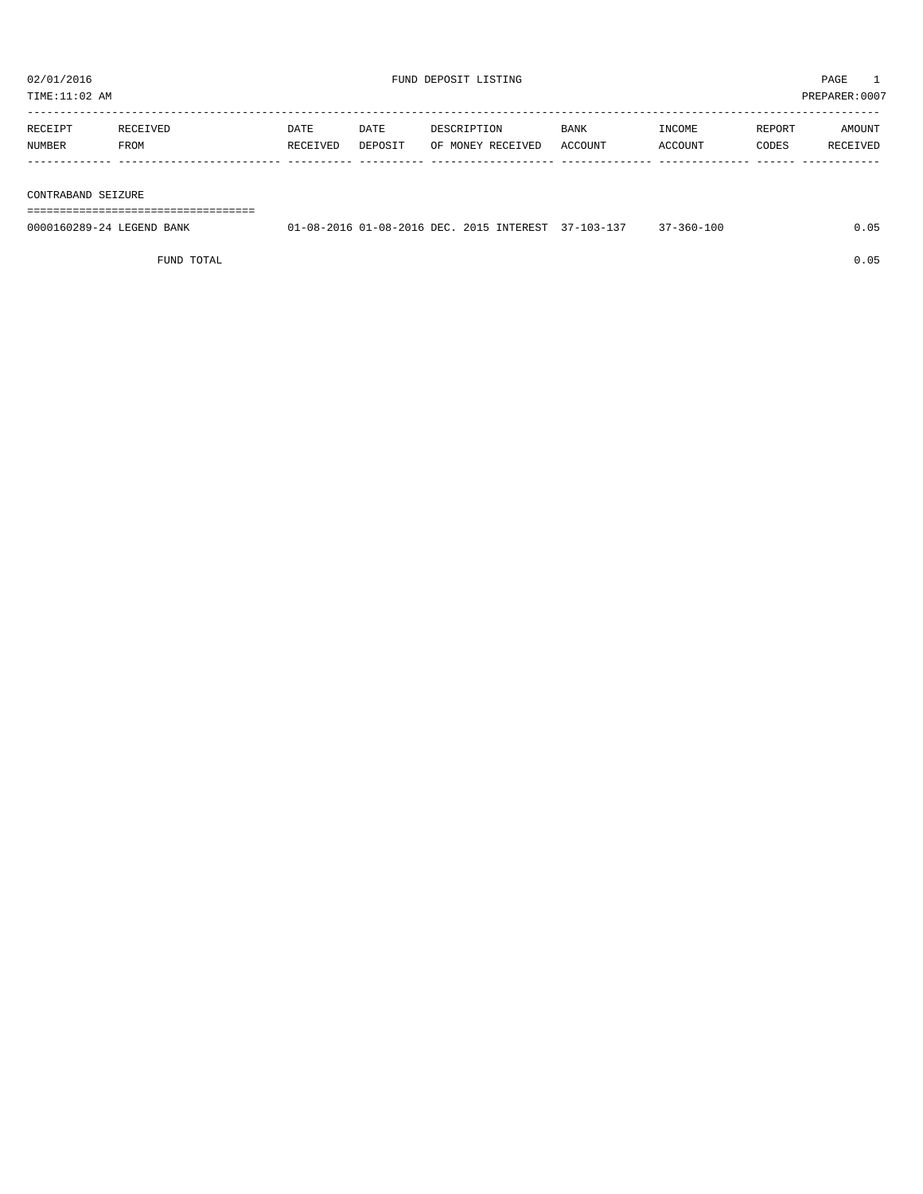02/01/2016 FUND DEPOSIT LISTING

TIME:11:02 AM PREPARER:0007

| RECEIPT NUMBER | RECEIVED FROM | DATE RECEIVED | DATE DEPOSIT | DESCRIPTION OF MONEY RECEIVED | BANK ACCOUNT | INCOME ACCOUNT | REPORT CODES | AMOUNT RECEIVED |
|---|---|---|---|---|---|---|---|---|
| **CONTRABAND SEIZURE** | | | | | | | | |
| 0000160289-24 | LEGEND BANK | 01-08-2016 | 01-08-2016 | DEC. 2015 INTEREST | 37-103-137 | 37-360-100 | | 0.05 |
| | FUND TOTAL | | | | | | | 0.05 |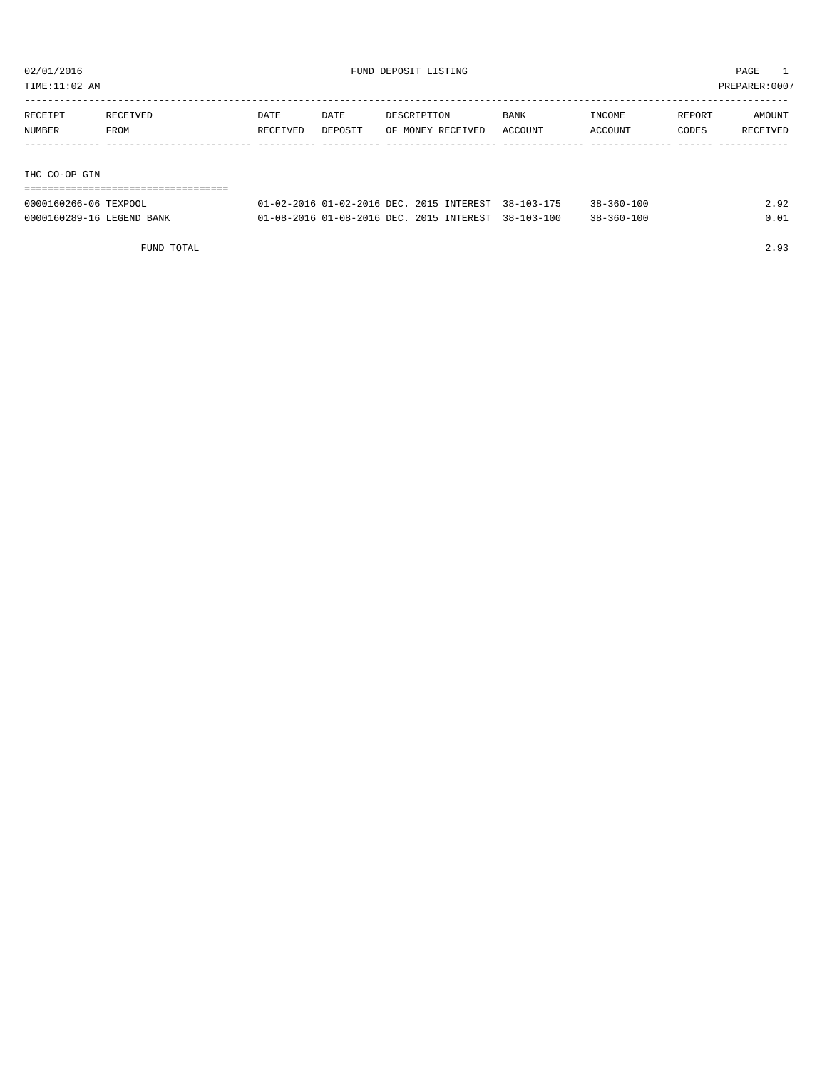02/01/2016 FUND DEPOSIT LISTING

TIME:11:02 AM PREPARER:0007

| RECEIPT NUMBER | RECEIVED FROM | DATE RECEIVED | DATE DEPOSIT | DESCRIPTION OF MONEY RECEIVED | BANK ACCOUNT | INCOME ACCOUNT | REPORT CODES | AMOUNT RECEIVED |
|---|---|---|---|---|---|---|---|---|
| **IHC CO-OP GIN** | | | | | | | | |
| 0000160266-06 | TEXPOOL | 01-02-2016 | 01-02-2016 | DEC. 2015 INTEREST | 38-103-175 | 38-360-100 | | 2.92 |
| 0000160289-16 | LEGEND BANK | 01-08-2016 | 01-08-2016 | DEC. 2015 INTEREST | 38-103-100 | 38-360-100 | | 0.01 |
| | FUND TOTAL | | | | | | | 2.93 |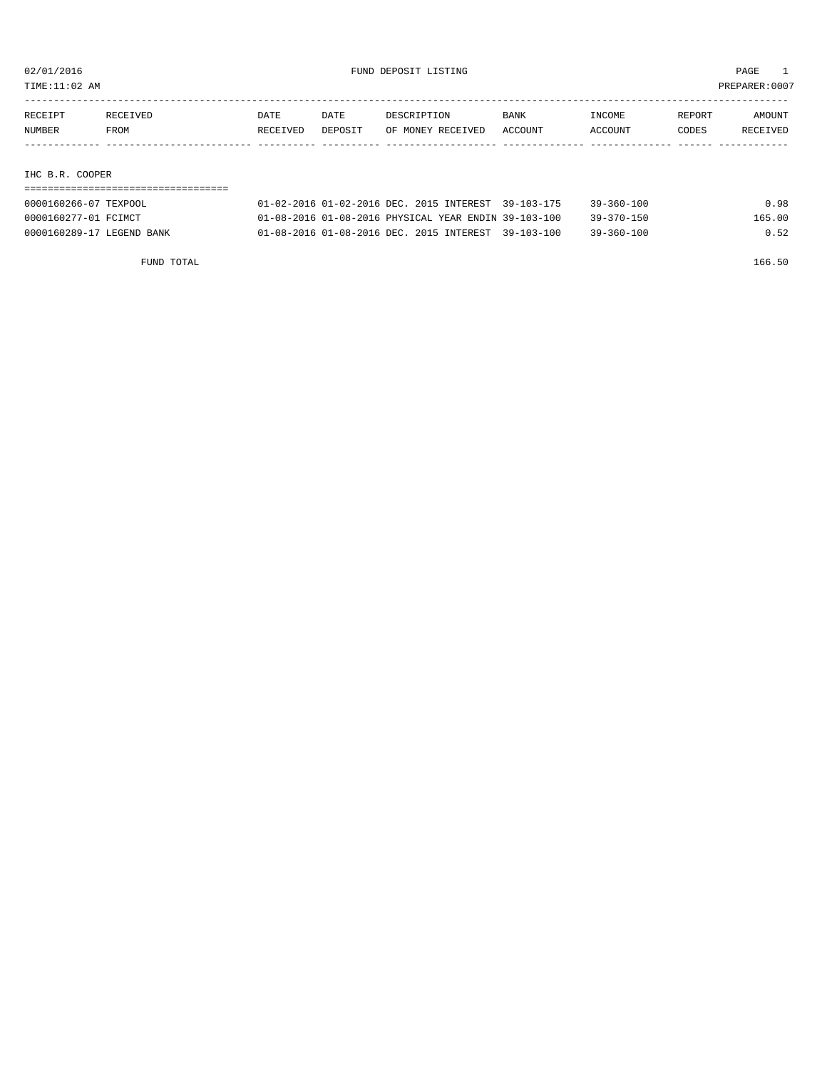02/01/2016 FUND DEPOSIT LISTING

TIME:11:02 AM PREPARER:0007

| RECEIPT NUMBER | RECEIVED FROM | DATE RECEIVED | DATE DEPOSIT | DESCRIPTION OF MONEY RECEIVED | BANK ACCOUNT | INCOME ACCOUNT | REPORT CODES | AMOUNT RECEIVED |
|---|---|---|---|---|---|---|---|---|
| **IHC B.R. COOPER** | | | | | | | | |
| 0000160266-07 | TEXPOOL | 01-02-2016 | 01-02-2016 | DEC. 2015 INTEREST | 39-103-175 | 39-360-100 | | 0.98 |
| 0000160277-01 | FCIMCT | 01-08-2016 | 01-08-2016 | PHYSICAL YEAR ENDIN | 39-103-100 | 39-370-150 | | 165.00 |
| 0000160289-17 | LEGEND BANK | 01-08-2016 | 01-08-2016 | DEC. 2015 INTEREST | 39-103-100 | 39-360-100 | | 0.52 |
| | FUND TOTAL | | | | | | | 166.50 |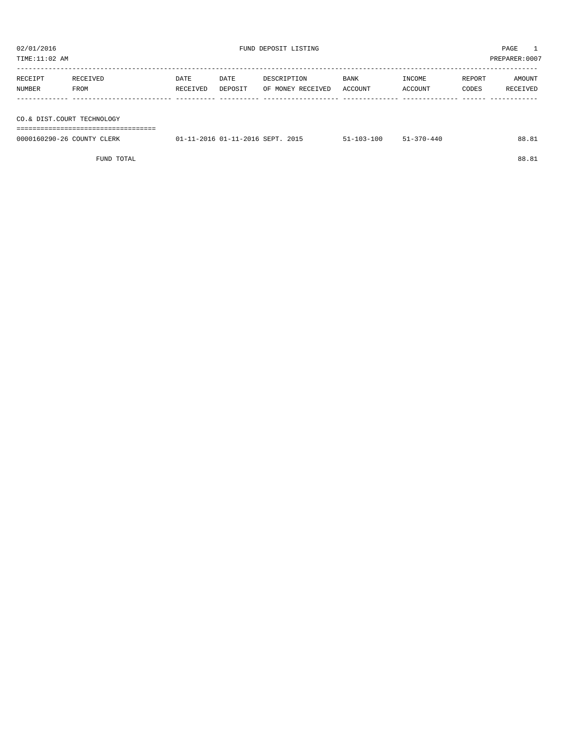02/01/2016 FUND DEPOSIT LISTING

TIME:11:02 AM PREPARER:0007

| RECEIPT NUMBER | RECEIVED FROM | DATE RECEIVED | DATE DEPOSIT | DESCRIPTION OF MONEY RECEIVED | BANK ACCOUNT | INCOME ACCOUNT | REPORT CODES | AMOUNT RECEIVED |
|---|---|---|---|---|---|---|---|---|
| **CO.& DIST.COURT TECHNOLOGY** | | | | | | | | |
| 0000160290-26 | COUNTY CLERK | 01-11-2016 | 01-11-2016 | SEPT. 2015 | 51-103-100 | 51-370-440 | | 88.81 |
| | FUND TOTAL | | | | | | | 88.81 |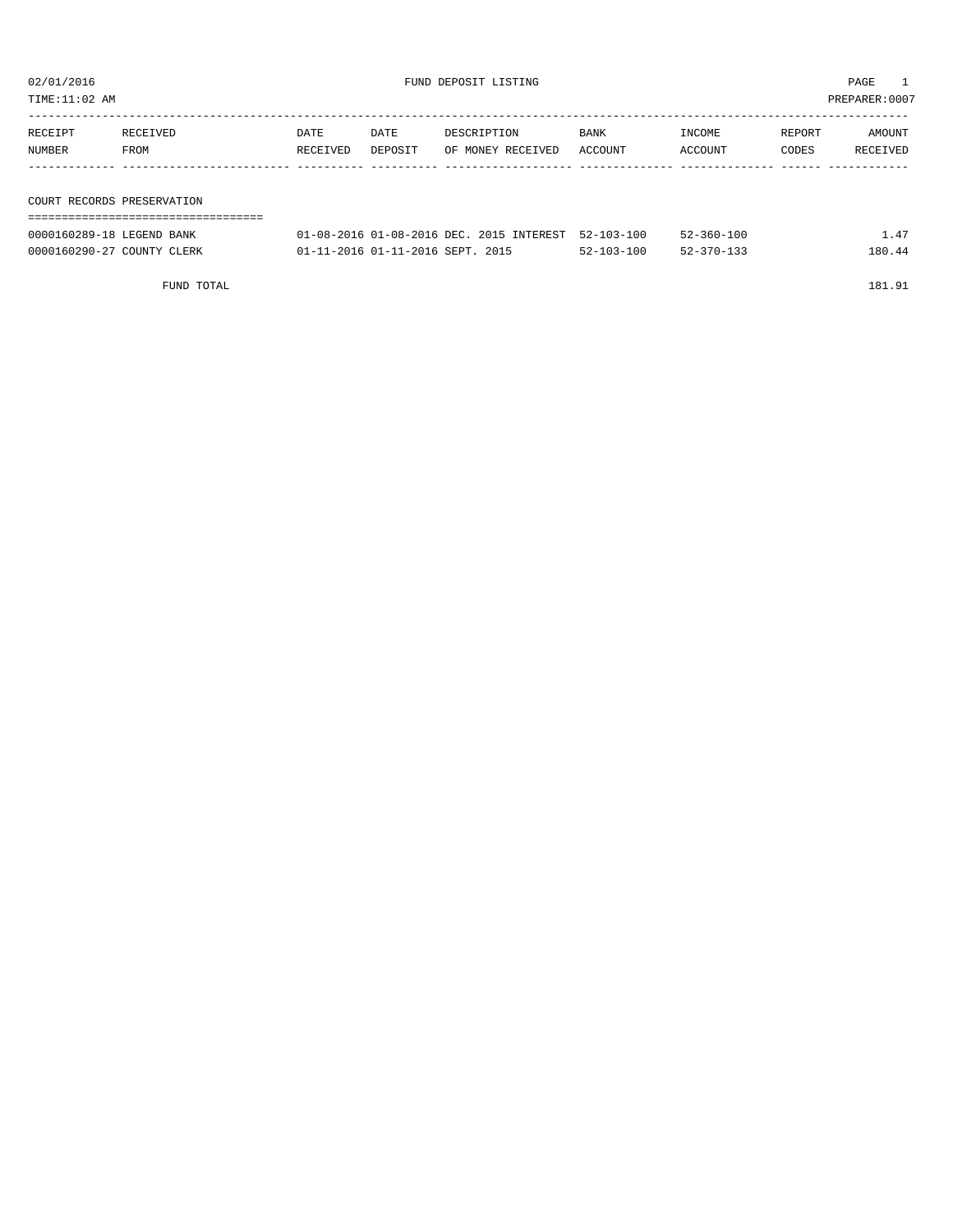02/01/2016 FUND DEPOSIT LISTING

TIME:11:02 AM PREPARER:0007

| RECEIPT NUMBER | RECEIVED FROM | DATE RECEIVED | DATE DEPOSIT | DESCRIPTION OF MONEY RECEIVED | BANK ACCOUNT | INCOME ACCOUNT | REPORT CODES | AMOUNT RECEIVED |
|---|---|---|---|---|---|---|---|---|
| **COURT RECORDS PRESERVATION** | | | | | | | | |
| 0000160289-18 | LEGEND BANK | 01-08-2016 | 01-08-2016 | DEC. 2015 INTEREST | 52-103-100 | 52-360-100 | | 1.47 |
| 0000160290-27 | COUNTY CLERK | 01-11-2016 | 01-11-2016 | SEPT. 2015 | 52-103-100 | 52-370-133 | | 180.44 |
| | FUND TOTAL | | | | | | | 181.91 |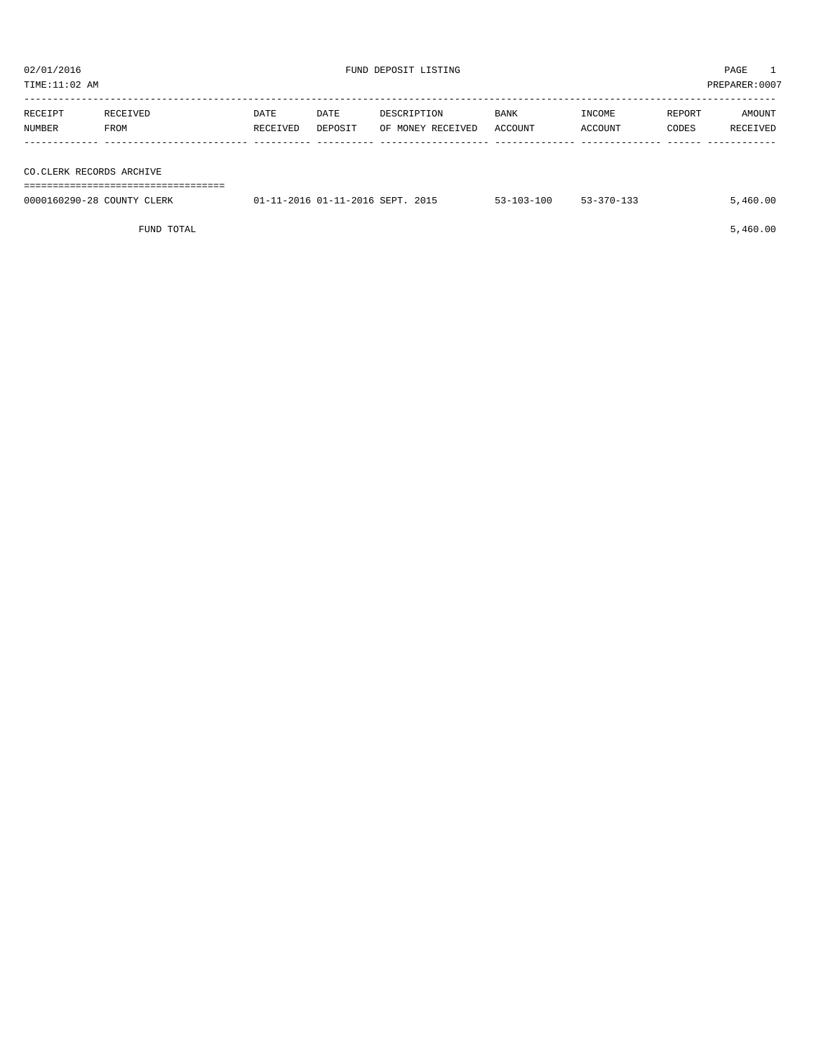02/01/2016 FUND DEPOSIT LISTING PAGE 1

TIME:11:02 AM PREPARER:0007

| RECEIPT NUMBER | RECEIVED FROM | DATE RECEIVED | DATE DEPOSIT | DESCRIPTION OF MONEY RECEIVED | BANK ACCOUNT | INCOME ACCOUNT | REPORT CODES | AMOUNT RECEIVED |
|---|---|---|---|---|---|---|---|---|
| **CO.CLERK RECORDS ARCHIVE** | | | | | | | | |
| 0000160290-28 | COUNTY CLERK | 01-11-2016 | 01-11-2016 | SEPT. 2015 | 53-103-100 | 53-370-133 | | 5,460.00 |
| | FUND TOTAL | | | | | | | 5,460.00 |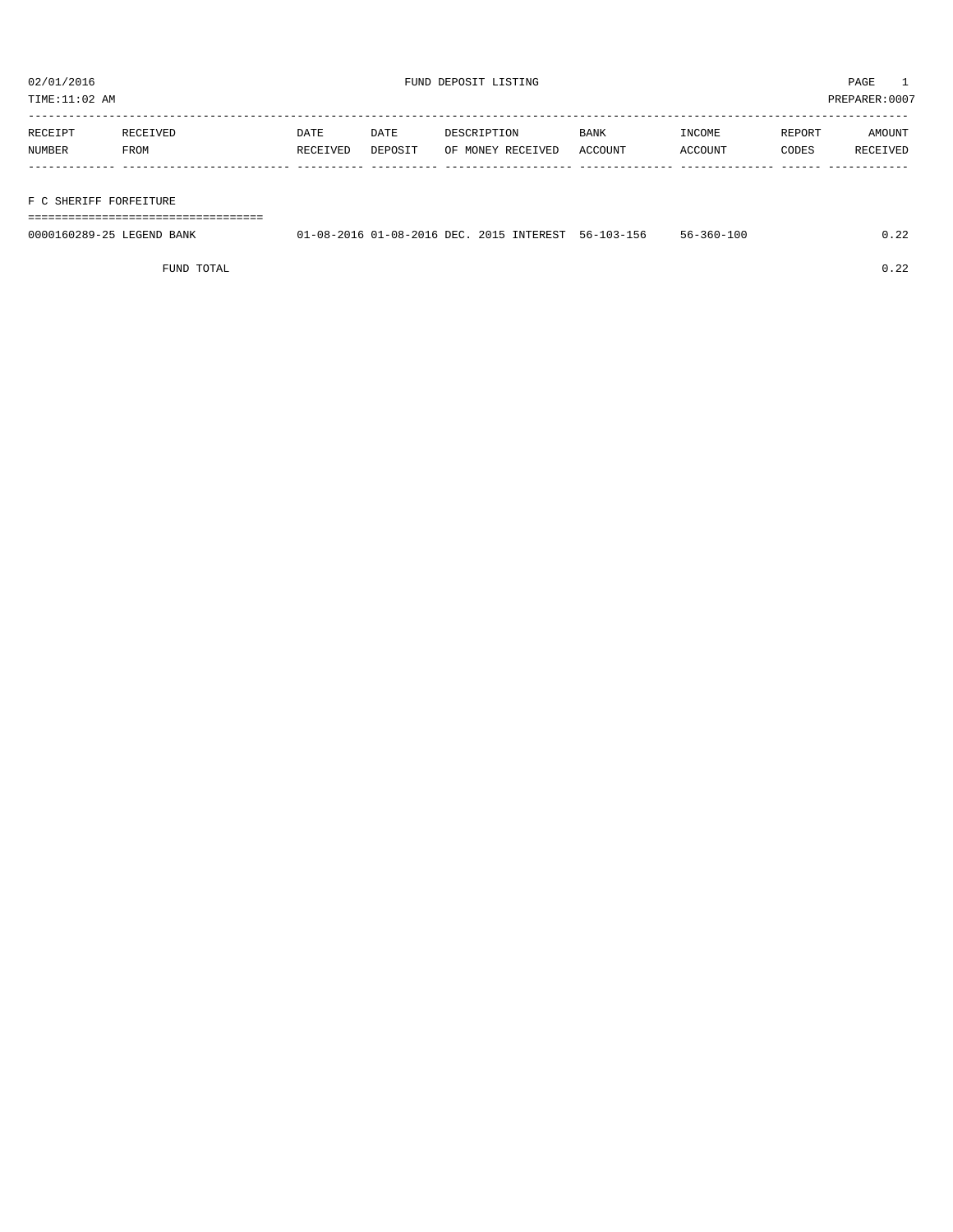02/01/2016 FUND DEPOSIT LISTING

TIME:11:02 AM PREPARER:0007

| RECEIPT NUMBER | RECEIVED FROM | DATE RECEIVED | DATE DEPOSIT | DESCRIPTION OF MONEY RECEIVED | BANK ACCOUNT | INCOME ACCOUNT | REPORT CODES | AMOUNT RECEIVED |
|---|---|---|---|---|---|---|---|---|

## F C SHERIFF FORFEITURE

| RECEIPT NUMBER | RECEIVED FROM | DATE RECEIVED | DATE DEPOSIT | DESCRIPTION OF MONEY RECEIVED | BANK ACCOUNT | INCOME ACCOUNT | REPORT CODES | AMOUNT RECEIVED |
|---|---|---|---|---|---|---|---|---|
| 0000160289-25 | LEGEND BANK | 01-08-2016 | 01-08-2016 | DEC. 2015 INTEREST | 56-103-156 | 56-360-100 | | 0.22 |
| | FUND TOTAL | | | | | | | 0.22 |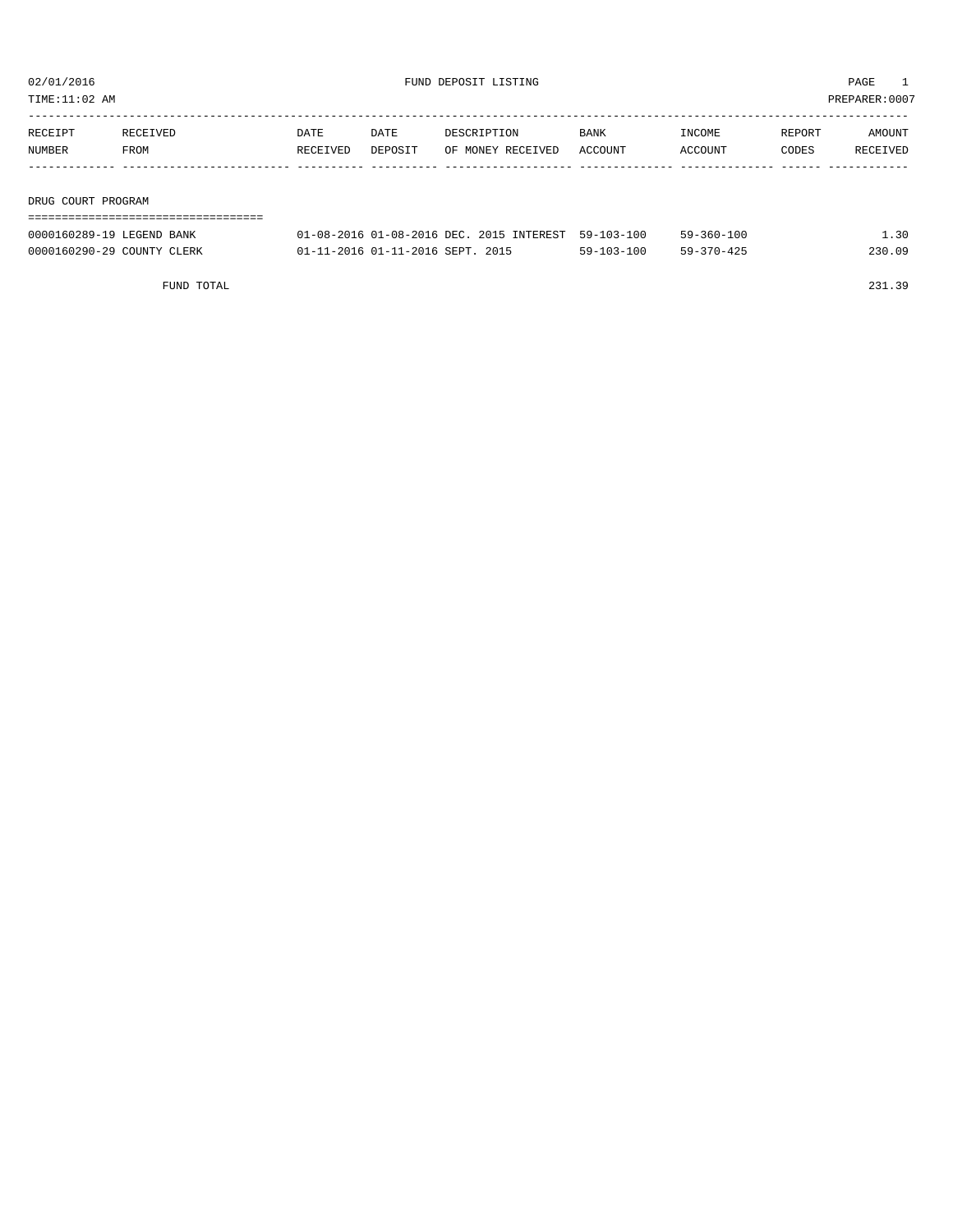02/01/2016 FUND DEPOSIT LISTING

TIME:11:02 AM PREPARER:0007

| RECEIPT NUMBER | RECEIVED FROM | DATE RECEIVED | DATE DEPOSIT | DESCRIPTION OF MONEY RECEIVED | BANK ACCOUNT | INCOME ACCOUNT | REPORT CODES | AMOUNT RECEIVED |
|---|---|---|---|---|---|---|---|---|

## DRUG COURT PROGRAM

| RECEIPT NUMBER | RECEIVED FROM | DATE RECEIVED | DATE DEPOSIT | DESCRIPTION OF MONEY RECEIVED | BANK ACCOUNT | INCOME ACCOUNT | REPORT CODES | AMOUNT RECEIVED |
|---|---|---|---|---|---|---|---|---|
| 0000160289-19 | LEGEND BANK | 01-08-2016 | 01-08-2016 | DEC. 2015 INTEREST | 59-103-100 | 59-360-100 | | 1.30 |
| 0000160290-29 | COUNTY CLERK | 01-11-2016 | 01-11-2016 | SEPT. 2015 | 59-103-100 | 59-370-425 | | 230.09 |
| | FUND TOTAL | | | | | | | 231.39 |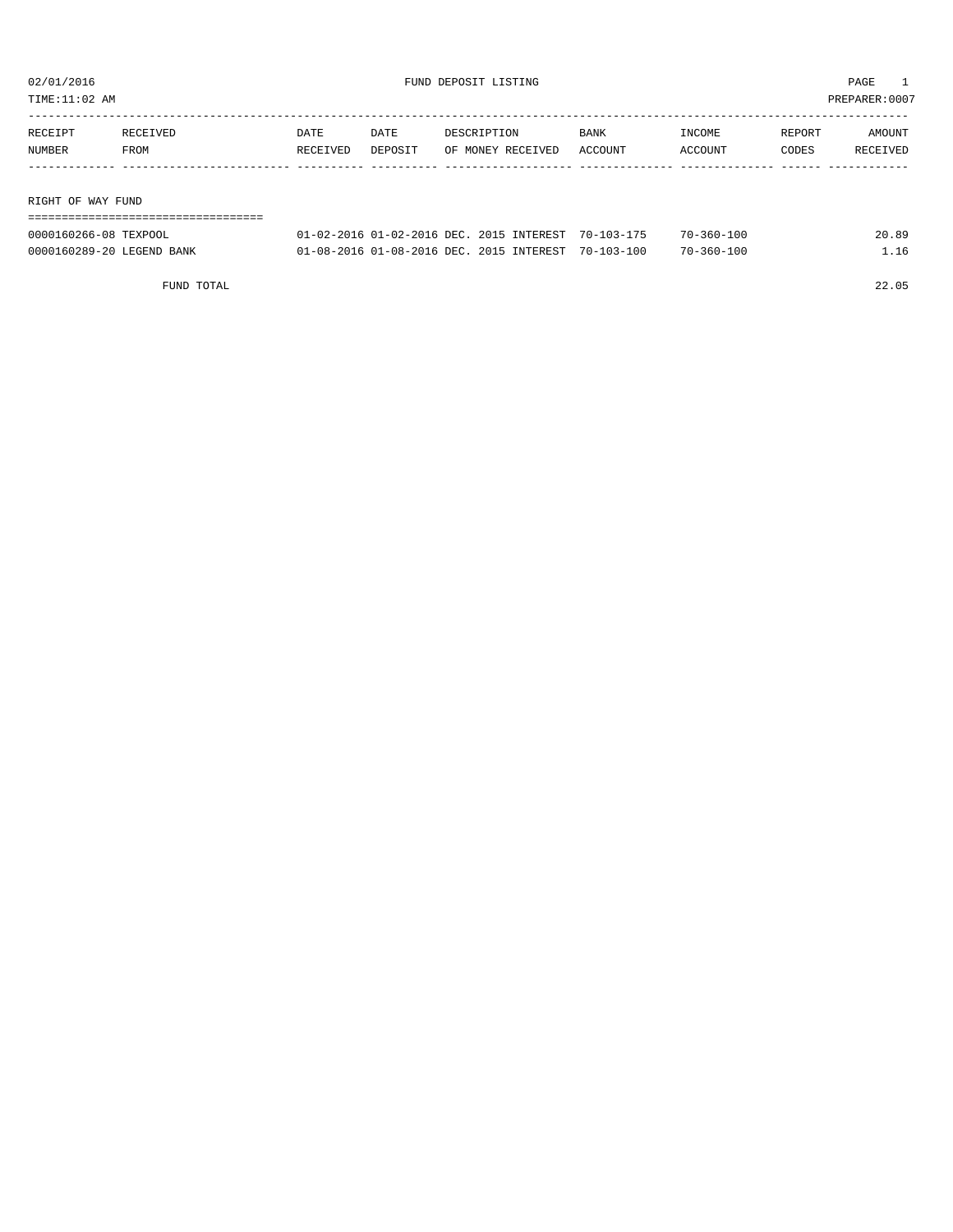02/01/2016 FUND DEPOSIT LISTING PAGE 1

TIME:11:02 AM PREPARER:0007

| RECEIPT NUMBER | RECEIVED FROM | DATE RECEIVED | DATE DEPOSIT | DESCRIPTION OF MONEY RECEIVED | BANK ACCOUNT | INCOME ACCOUNT | REPORT CODES | AMOUNT RECEIVED |
|---|---|---|---|---|---|---|---|---|
| **RIGHT OF WAY FUND** | | | | | | | | |
| 0000160266-08 | TEXPOOL | 01-02-2016 | 01-02-2016 | DEC. 2015 INTEREST | 70-103-175 | 70-360-100 | | 20.89 |
| 0000160289-20 | LEGEND BANK | 01-08-2016 | 01-08-2016 | DEC. 2015 INTEREST | 70-103-100 | 70-360-100 | | 1.16 |
| | FUND TOTAL | | | | | | | 22.05 |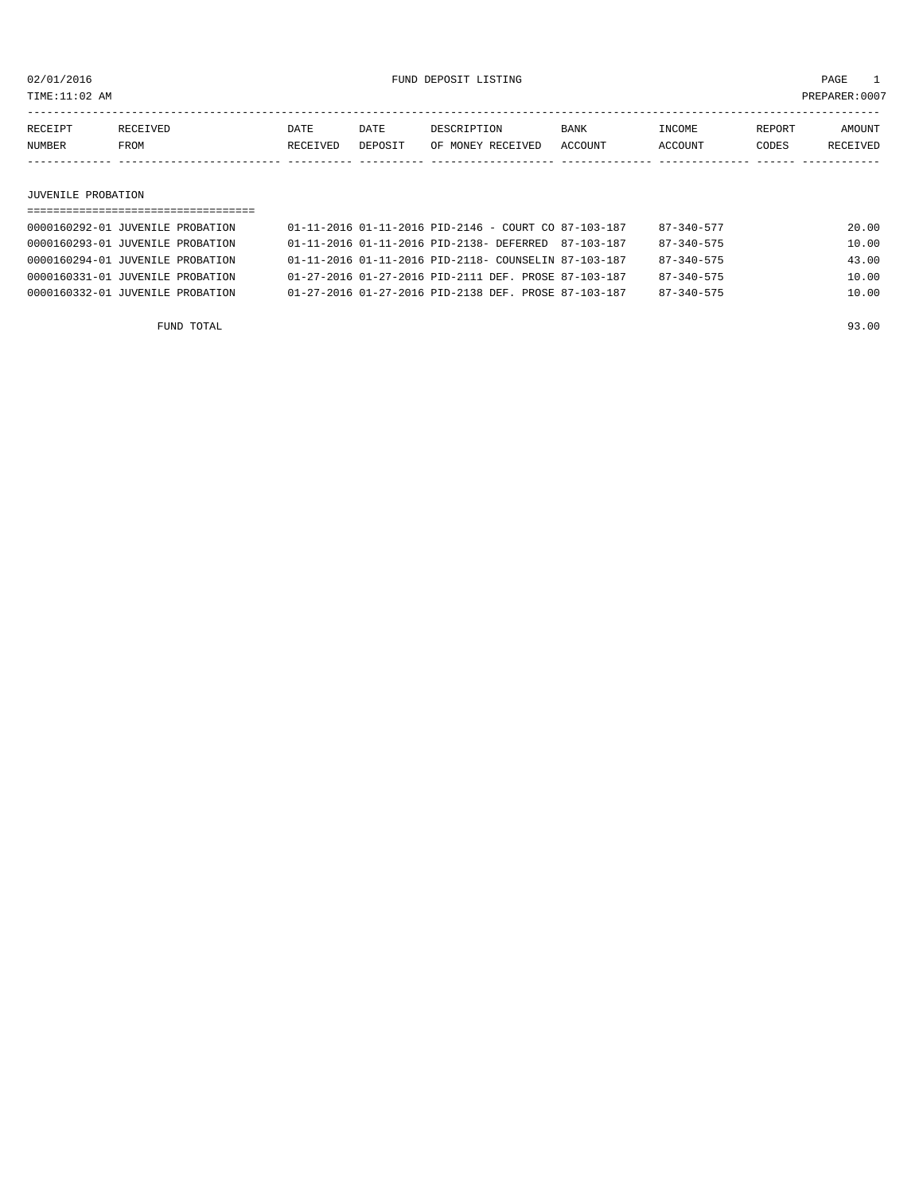02/01/2016 FUND DEPOSIT LISTING

TIME:11:02 AM PREPARER:0007

| RECEIPT NUMBER | RECEIVED FROM | DATE RECEIVED | DATE DEPOSIT | DESCRIPTION OF MONEY RECEIVED | BANK ACCOUNT | INCOME ACCOUNT | REPORT CODES | AMOUNT RECEIVED |
|---|---|---|---|---|---|---|---|---|
| **JUVENILE PROBATION** | | | | | | | | |
| 0000160292-01 | JUVENILE PROBATION | 01-11-2016 | 01-11-2016 | PID-2146 - COURT CO | 87-103-187 | 87-340-577 | | 20.00 |
| 0000160293-01 | JUVENILE PROBATION | 01-11-2016 | 01-11-2016 | PID-2138- DEFERRED | 87-103-187 | 87-340-575 | | 10.00 |
| 0000160294-01 | JUVENILE PROBATION | 01-11-2016 | 01-11-2016 | PID-2118- COUNSELIN | 87-103-187 | 87-340-575 | | 43.00 |
| 0000160331-01 | JUVENILE PROBATION | 01-27-2016 | 01-27-2016 | PID-2111 DEF. PROSE | 87-103-187 | 87-340-575 | | 10.00 |
| 0000160332-01 | JUVENILE PROBATION | 01-27-2016 | 01-27-2016 | PID-2138 DEF. PROSE | 87-103-187 | 87-340-575 | | 10.00 |
| | FUND TOTAL | | | | | | | 93.00 |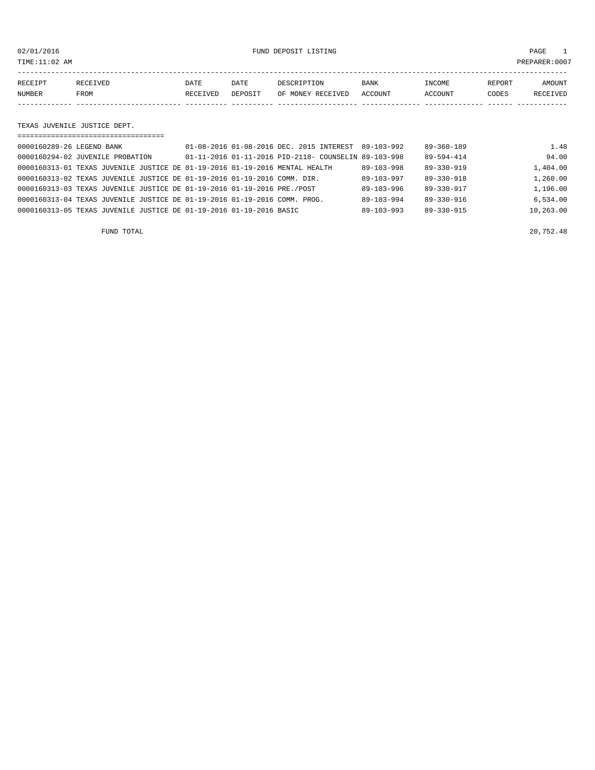02/01/2016 FUND DEPOSIT LISTING PAGE 1

TIME:11:02 AM PREPARER:0007

| RECEIPT NUMBER | RECEIVED FROM | DATE RECEIVED | DATE DEPOSIT | DESCRIPTION OF MONEY RECEIVED | BANK ACCOUNT | INCOME ACCOUNT | REPORT CODES | AMOUNT RECEIVED |
|---|---|---|---|---|---|---|---|---|

## TEXAS JUVENILE JUSTICE DEPT.

| RECEIPT NUMBER | RECEIVED FROM | DATE RECEIVED | DATE DEPOSIT | DESCRIPTION OF MONEY RECEIVED | BANK ACCOUNT | INCOME ACCOUNT | REPORT CODES | AMOUNT RECEIVED |
|---|---|---|---|---|---|---|---|---|
| 0000160289-26 | LEGEND BANK | 01-08-2016 | 01-08-2016 | DEC. 2015 INTEREST | 89-103-992 | 89-360-189 | | 1.48 |
| 0000160294-02 | JUVENILE PROBATION | 01-11-2016 | 01-11-2016 | PID-2118- COUNSELIN | 89-103-998 | 89-594-414 | | 94.00 |
| 0000160313-01 | TEXAS JUVENILE JUSTICE DE | 01-19-2016 | 01-19-2016 | MENTAL HEALTH | 89-103-998 | 89-330-919 | | 1,404.00 |
| 0000160313-02 | TEXAS JUVENILE JUSTICE DE | 01-19-2016 | 01-19-2016 | COMM. DIR. | 89-103-997 | 89-330-918 | | 1,260.00 |
| 0000160313-03 | TEXAS JUVENILE JUSTICE DE | 01-19-2016 | 01-19-2016 | PRE./POST | 89-103-996 | 89-330-917 | | 1,196.00 |
| 0000160313-04 | TEXAS JUVENILE JUSTICE DE | 01-19-2016 | 01-19-2016 | COMM. PROG. | 89-103-994 | 89-330-916 | | 6,534.00 |
| 0000160313-05 | TEXAS JUVENILE JUSTICE DE | 01-19-2016 | 01-19-2016 | BASIC | 89-103-993 | 89-330-915 | | 10,263.00 |
| | FUND TOTAL | | | | | | | 20,752.48 |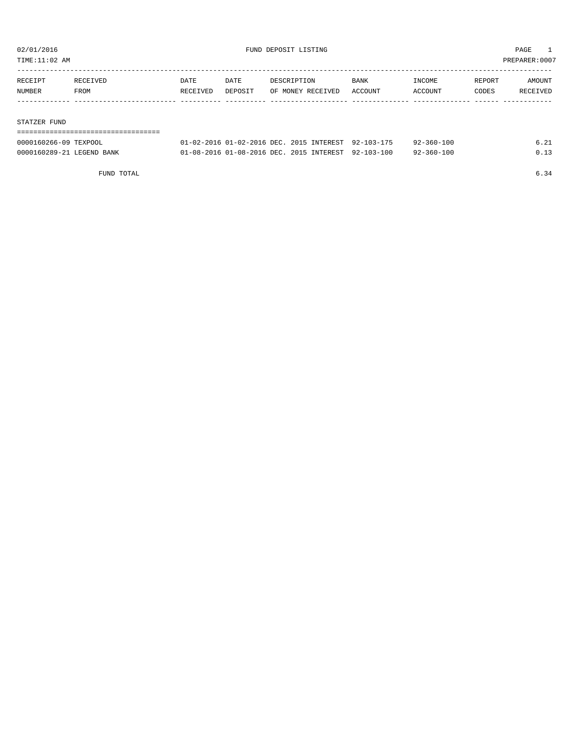02/01/2016 FUND DEPOSIT LISTING

TIME:11:02 AM PREPARER:0007

| RECEIPT NUMBER | RECEIVED FROM | DATE RECEIVED | DATE DEPOSIT | DESCRIPTION OF MONEY RECEIVED | BANK ACCOUNT | INCOME ACCOUNT | REPORT CODES | AMOUNT RECEIVED |
|---|---|---|---|---|---|---|---|---|
| **STATZER FUND** | | | | | | | | |
| 0000160266-09 | TEXPOOL | 01-02-2016 | 01-02-2016 | DEC. 2015 INTEREST | 92-103-175 | 92-360-100 | | 6.21 |
| 0000160289-21 | LEGEND BANK | 01-08-2016 | 01-08-2016 | DEC. 2015 INTEREST | 92-103-100 | 92-360-100 | | 0.13 |
| | FUND TOTAL | | | | | | | 6.34 |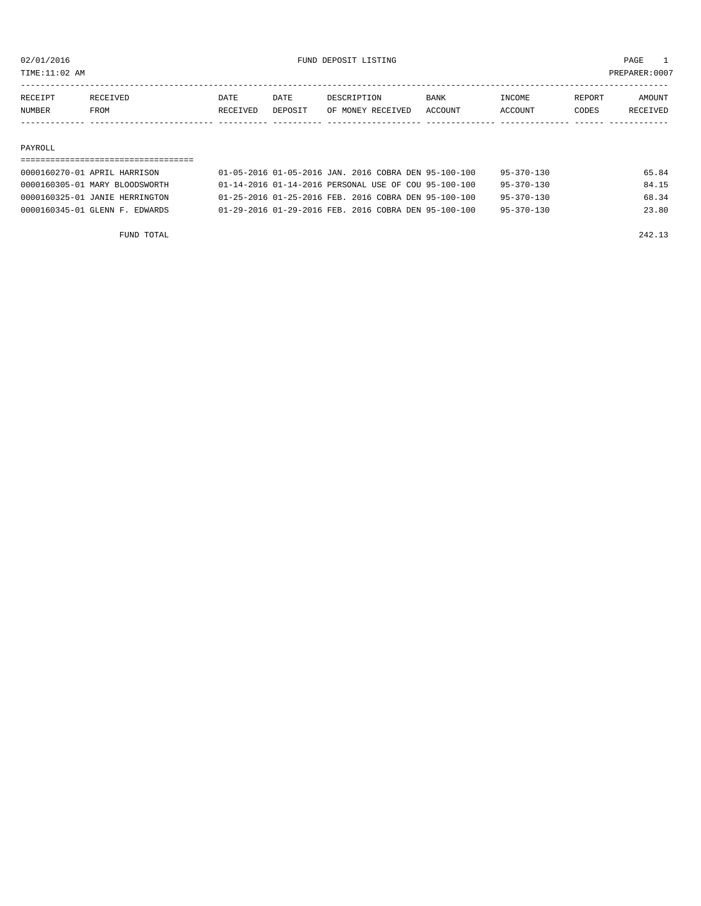02/01/2016 FUND DEPOSIT LISTING

TIME:11:02 AM PREPARER:0007

| RECEIPT NUMBER | RECEIVED FROM | DATE RECEIVED | DATE DEPOSIT | DESCRIPTION OF MONEY RECEIVED | BANK ACCOUNT | INCOME ACCOUNT | REPORT CODES | AMOUNT RECEIVED |
|---|---|---|---|---|---|---|---|---|
| PAYROLL | | | | | | | | |
| 0000160270-01 | APRIL HARRISON | 01-05-2016 | 01-05-2016 | JAN. 2016 COBRA DEN | 95-100-100 | 95-370-130 | | 65.84 |
| 0000160305-01 | MARY BLOODSWORTH | 01-14-2016 | 01-14-2016 | PERSONAL USE OF COU | 95-100-100 | 95-370-130 | | 84.15 |
| 0000160325-01 | JANIE HERRINGTON | 01-25-2016 | 01-25-2016 | FEB. 2016 COBRA DEN | 95-100-100 | 95-370-130 | | 68.34 |
| 0000160345-01 | GLENN F. EDWARDS | 01-29-2016 | 01-29-2016 | FEB. 2016 COBRA DEN | 95-100-100 | 95-370-130 | | 23.80 |
| | FUND TOTAL | | | | | | | 242.13 |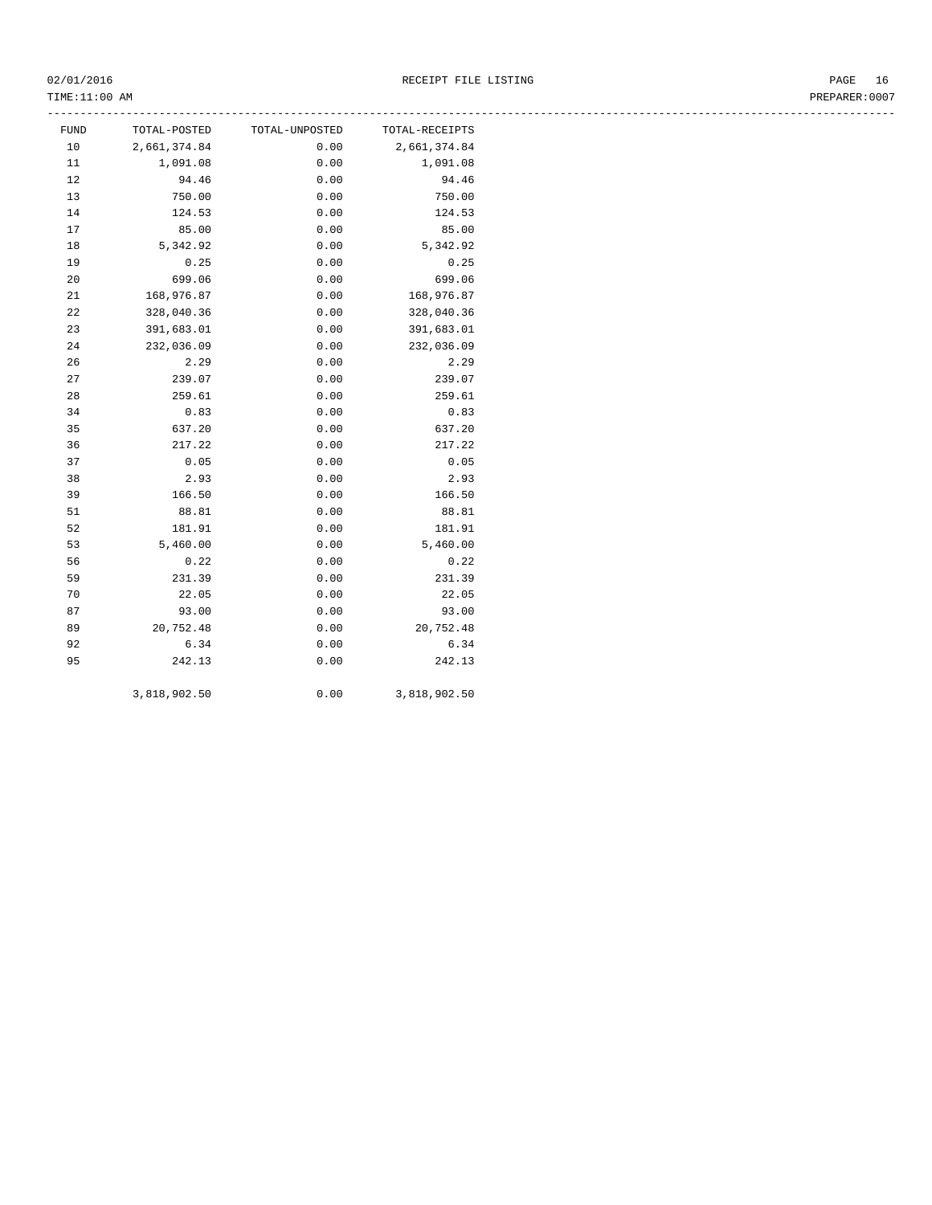02/01/2016 RECEIPT FILE LISTING

TIME:11:00 AM PREPARER:0007

| FUND | TOTAL-POSTED | TOTAL-UNPOSTED | TOTAL-RECEIPTS |
|---|---|---|---|
| 10 | 2,661,374.84 | 0.00 | 2,661,374.84 |
| 11 | 1,091.08 | 0.00 | 1,091.08 |
| 12 | 94.46 | 0.00 | 94.46 |
| 13 | 750.00 | 0.00 | 750.00 |
| 14 | 124.53 | 0.00 | 124.53 |
| 17 | 85.00 | 0.00 | 85.00 |
| 18 | 5,342.92 | 0.00 | 5,342.92 |
| 19 | 0.25 | 0.00 | 0.25 |
| 20 | 699.06 | 0.00 | 699.06 |
| 21 | 168,976.87 | 0.00 | 168,976.87 |
| 22 | 328,040.36 | 0.00 | 328,040.36 |
| 23 | 391,683.01 | 0.00 | 391,683.01 |
| 24 | 232,036.09 | 0.00 | 232,036.09 |
| 26 | 2.29 | 0.00 | 2.29 |
| 27 | 239.07 | 0.00 | 239.07 |
| 28 | 259.61 | 0.00 | 259.61 |
| 34 | 0.83 | 0.00 | 0.83 |
| 35 | 637.20 | 0.00 | 637.20 |
| 36 | 217.22 | 0.00 | 217.22 |
| 37 | 0.05 | 0.00 | 0.05 |
| 38 | 2.93 | 0.00 | 2.93 |
| 39 | 166.50 | 0.00 | 166.50 |
| 51 | 88.81 | 0.00 | 88.81 |
| 52 | 181.91 | 0.00 | 181.91 |
| 53 | 5,460.00 | 0.00 | 5,460.00 |
| 56 | 0.22 | 0.00 | 0.22 |
| 59 | 231.39 | 0.00 | 231.39 |
| 70 | 22.05 | 0.00 | 22.05 |
| 87 | 93.00 | 0.00 | 93.00 |
| 89 | 20,752.48 | 0.00 | 20,752.48 |
| 92 | 6.34 | 0.00 | 6.34 |
| 95 | 242.13 | 0.00 | 242.13 |
| | 3,818,902.50 | 0.00 | 3,818,902.50 |